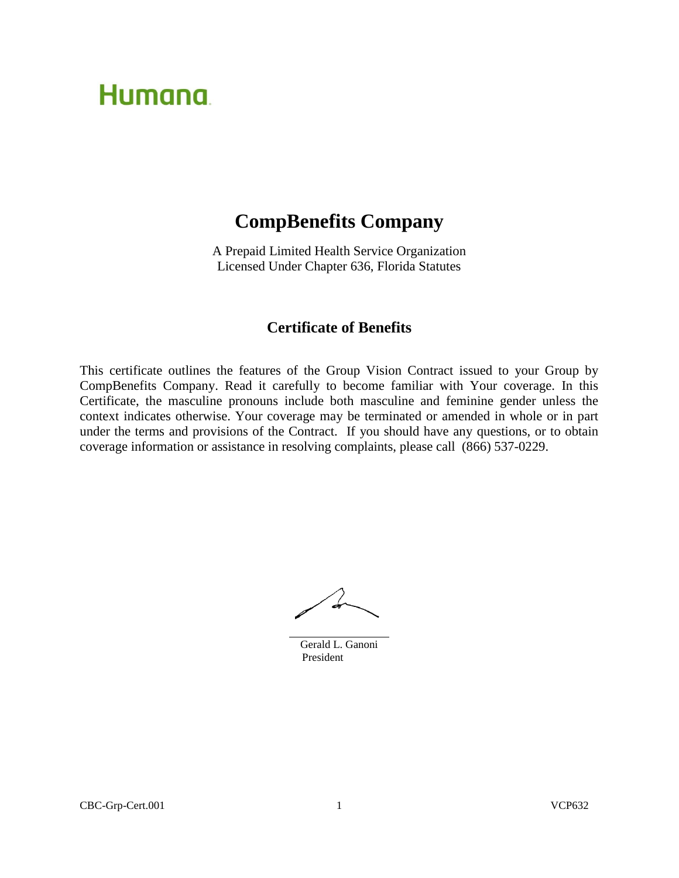Humana

# CompBenefits Company

A Prepaid Limited Health Service Organization
Licensed Under Chapter 636, Florida Statutes

## Certificate of Benefits

This certificate outlines the features of the Group Vision Contract issued to your Group by CompBenefits Company. Read it carefully to become familiar with Your coverage. In this Certificate, the masculine pronouns include both masculine and feminine gender unless the context indicates otherwise. Your coverage may be terminated or amended in whole or in part under the terms and provisions of the Contract. If you should have any questions, or to obtain coverage information or assistance in resolving complaints, please call (866) 537-0229.

Gerald L. Ganoni
President

CBC-Grp-Cert.001 VCP632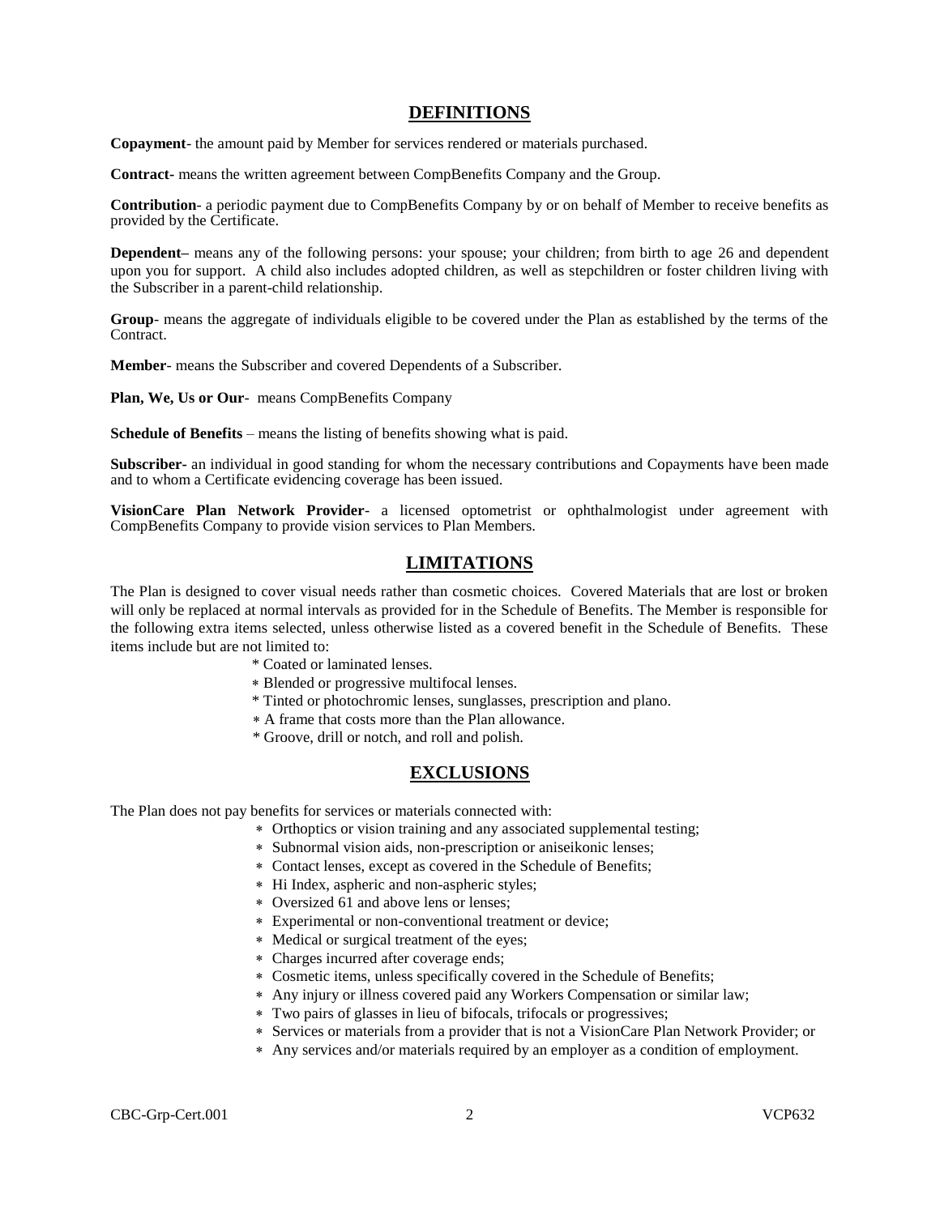## DEFINITIONS

**Copayment**- the amount paid by Member for services rendered or materials purchased.

**Contract**- means the written agreement between CompBenefits Company and the Group.

**Contribution**- a periodic payment due to CompBenefits Company by or on behalf of Member to receive benefits as provided by the Certificate.

**Dependent**– means any of the following persons: your spouse; your children; from birth to age 26 and dependent upon you for support. A child also includes adopted children, as well as stepchildren or foster children living with the Subscriber in a parent-child relationship.

**Group**- means the aggregate of individuals eligible to be covered under the Plan as established by the terms of the Contract.

**Member**- means the Subscriber and covered Dependents of a Subscriber.

**Plan, We, Us or Our**- means CompBenefits Company

**Schedule of Benefits** – means the listing of benefits showing what is paid.

**Subscriber**- an individual in good standing for whom the necessary contributions and Copayments have been made and to whom a Certificate evidencing coverage has been issued.

**VisionCare Plan Network Provider**- a licensed optometrist or ophthalmologist under agreement with CompBenefits Company to provide vision services to Plan Members.

## LIMITATIONS

The Plan is designed to cover visual needs rather than cosmetic choices. Covered Materials that are lost or broken will only be replaced at normal intervals as provided for in the Schedule of Benefits. The Member is responsible for the following extra items selected, unless otherwise listed as a covered benefit in the Schedule of Benefits. These items include but are not limited to:

- Coated or laminated lenses.
- Blended or progressive multifocal lenses.
- Tinted or photochromic lenses, sunglasses, prescription and plano.
- A frame that costs more than the Plan allowance.
- Groove, drill or notch, and roll and polish.

## EXCLUSIONS

The Plan does not pay benefits for services or materials connected with:

- Orthoptics or vision training and any associated supplemental testing;
- Subnormal vision aids, non-prescription or aniseikonic lenses;
- Contact lenses, except as covered in the Schedule of Benefits;
- Hi Index, aspheric and non-aspheric styles;
- Oversized 61 and above lens or lenses;
- Experimental or non-conventional treatment or device;
- Medical or surgical treatment of the eyes;
- Charges incurred after coverage ends;
- Cosmetic items, unless specifically covered in the Schedule of Benefits;
- Any injury or illness covered paid any Workers Compensation or similar law;
- Two pairs of glasses in lieu of bifocals, trifocals or progressives;
- Services or materials from a provider that is not a VisionCare Plan Network Provider; or
- Any services and/or materials required by an employer as a condition of employment.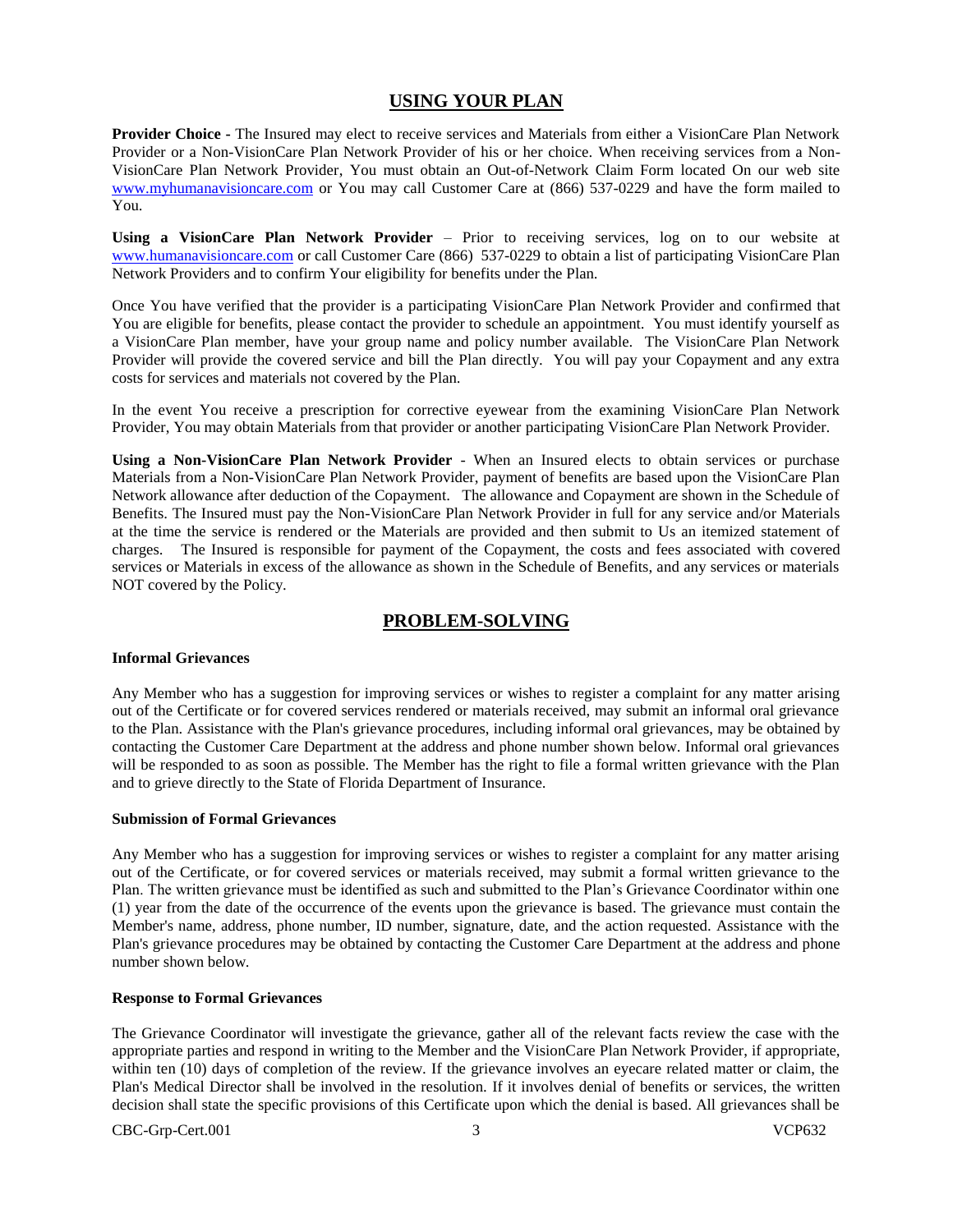## USING YOUR PLAN

**Provider Choice -** The Insured may elect to receive services and Materials from either a VisionCare Plan Network Provider or a Non-VisionCare Plan Network Provider of his or her choice. When receiving services from a Non-VisionCare Plan Network Provider, You must obtain an Out-of-Network Claim Form located On our web site www.myhumanavisioncare.com or You may call Customer Care at (866) 537-0229 and have the form mailed to You.

**Using a VisionCare Plan Network Provider** – Prior to receiving services, log on to our website at www.humanavisioncare.com or call Customer Care (866) 537-0229 to obtain a list of participating VisionCare Plan Network Providers and to confirm Your eligibility for benefits under the Plan.

Once You have verified that the provider is a participating VisionCare Plan Network Provider and confirmed that You are eligible for benefits, please contact the provider to schedule an appointment. You must identify yourself as a VisionCare Plan member, have your group name and policy number available. The VisionCare Plan Network Provider will provide the covered service and bill the Plan directly. You will pay your Copayment and any extra costs for services and materials not covered by the Plan.

In the event You receive a prescription for corrective eyewear from the examining VisionCare Plan Network Provider, You may obtain Materials from that provider or another participating VisionCare Plan Network Provider.

**Using a Non-VisionCare Plan Network Provider** - When an Insured elects to obtain services or purchase Materials from a Non-VisionCare Plan Network Provider, payment of benefits are based upon the VisionCare Plan Network allowance after deduction of the Copayment. The allowance and Copayment are shown in the Schedule of Benefits. The Insured must pay the Non-VisionCare Plan Network Provider in full for any service and/or Materials at the time the service is rendered or the Materials are provided and then submit to Us an itemized statement of charges. The Insured is responsible for payment of the Copayment, the costs and fees associated with covered services or Materials in excess of the allowance as shown in the Schedule of Benefits, and any services or materials NOT covered by the Policy.

## PROBLEM-SOLVING

**Informal Grievances**

Any Member who has a suggestion for improving services or wishes to register a complaint for any matter arising out of the Certificate or for covered services rendered or materials received, may submit an informal oral grievance to the Plan. Assistance with the Plan's grievance procedures, including informal oral grievances, may be obtained by contacting the Customer Care Department at the address and phone number shown below. Informal oral grievances will be responded to as soon as possible. The Member has the right to file a formal written grievance with the Plan and to grieve directly to the State of Florida Department of Insurance.

**Submission of Formal Grievances**

Any Member who has a suggestion for improving services or wishes to register a complaint for any matter arising out of the Certificate, or for covered services or materials received, may submit a formal written grievance to the Plan. The written grievance must be identified as such and submitted to the Plan's Grievance Coordinator within one (1) year from the date of the occurrence of the events upon the grievance is based. The grievance must contain the Member's name, address, phone number, ID number, signature, date, and the action requested. Assistance with the Plan's grievance procedures may be obtained by contacting the Customer Care Department at the address and phone number shown below.

**Response to Formal Grievances**

The Grievance Coordinator will investigate the grievance, gather all of the relevant facts review the case with the appropriate parties and respond in writing to the Member and the VisionCare Plan Network Provider, if appropriate, within ten (10) days of completion of the review. If the grievance involves an eyecare related matter or claim, the Plan's Medical Director shall be involved in the resolution. If it involves denial of benefits or services, the written decision shall state the specific provisions of this Certificate upon which the denial is based. All grievances shall be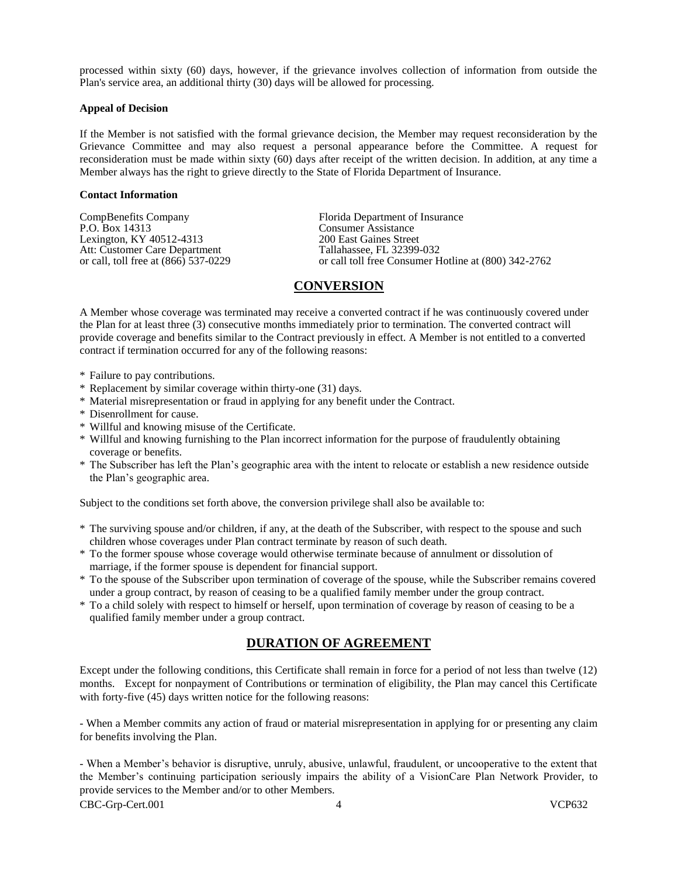processed within sixty (60) days, however, if the grievance involves collection of information from outside the Plan's service area, an additional thirty (30) days will be allowed for processing.

**Appeal of Decision**

If the Member is not satisfied with the formal grievance decision, the Member may request reconsideration by the Grievance Committee and may also request a personal appearance before the Committee. A request for reconsideration must be made within sixty (60) days after receipt of the written decision. In addition, at any time a Member always has the right to grieve directly to the State of Florida Department of Insurance.

**Contact Information**

CompBenefits Company
P.O. Box 14313
Lexington, KY 40512-4313
Att: Customer Care Department
or call, toll free at (866) 537-0229

Florida Department of Insurance
Consumer Assistance
200 East Gaines Street
Tallahassee, FL 32399-032
or call toll free Consumer Hotline at (800) 342-2762

## CONVERSION

A Member whose coverage was terminated may receive a converted contract if he was continuously covered under the Plan for at least three (3) consecutive months immediately prior to termination. The converted contract will provide coverage and benefits similar to the Contract previously in effect. A Member is not entitled to a converted contract if termination occurred for any of the following reasons:

* Failure to pay contributions.
* Replacement by similar coverage within thirty-one (31) days.
* Material misrepresentation or fraud in applying for any benefit under the Contract.
* Disenrollment for cause.
* Willful and knowing misuse of the Certificate.
* Willful and knowing furnishing to the Plan incorrect information for the purpose of fraudulently obtaining coverage or benefits.
* The Subscriber has left the Plan's geographic area with the intent to relocate or establish a new residence outside the Plan's geographic area.

Subject to the conditions set forth above, the conversion privilege shall also be available to:

* The surviving spouse and/or children, if any, at the death of the Subscriber, with respect to the spouse and such children whose coverages under Plan contract terminate by reason of such death.
* To the former spouse whose coverage would otherwise terminate because of annulment or dissolution of marriage, if the former spouse is dependent for financial support.
* To the spouse of the Subscriber upon termination of coverage of the spouse, while the Subscriber remains covered under a group contract, by reason of ceasing to be a qualified family member under the group contract.
* To a child solely with respect to himself or herself, upon termination of coverage by reason of ceasing to be a qualified family member under a group contract.

## DURATION OF AGREEMENT

Except under the following conditions, this Certificate shall remain in force for a period of not less than twelve (12) months. Except for nonpayment of Contributions or termination of eligibility, the Plan may cancel this Certificate with forty-five (45) days written notice for the following reasons:

- When a Member commits any action of fraud or material misrepresentation in applying for or presenting any claim for benefits involving the Plan.

- When a Member's behavior is disruptive, unruly, abusive, unlawful, fraudulent, or uncooperative to the extent that the Member's continuing participation seriously impairs the ability of a VisionCare Plan Network Provider, to provide services to the Member and/or to other Members.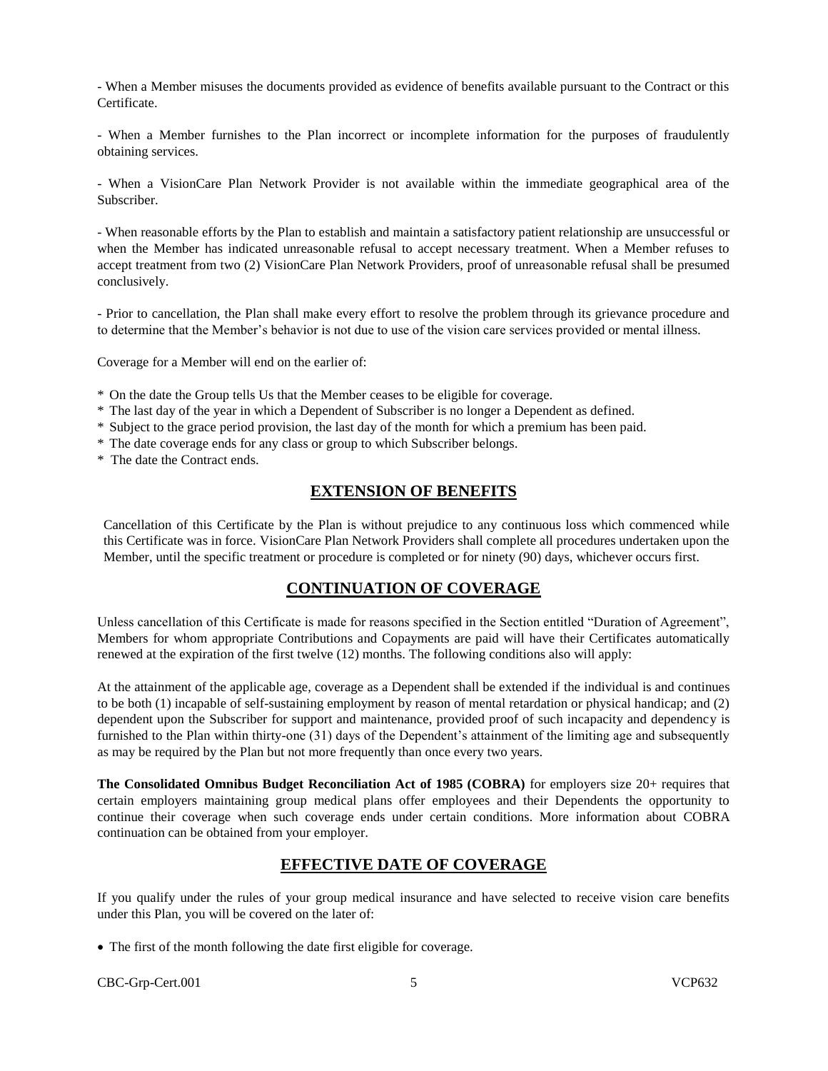- When a Member misuses the documents provided as evidence of benefits available pursuant to the Contract or this Certificate.

- When a Member furnishes to the Plan incorrect or incomplete information for the purposes of fraudulently obtaining services.

- When a VisionCare Plan Network Provider is not available within the immediate geographical area of the Subscriber.

- When reasonable efforts by the Plan to establish and maintain a satisfactory patient relationship are unsuccessful or when the Member has indicated unreasonable refusal to accept necessary treatment. When a Member refuses to accept treatment from two (2) VisionCare Plan Network Providers, proof of unreasonable refusal shall be presumed conclusively.

- Prior to cancellation, the Plan shall make every effort to resolve the problem through its grievance procedure and to determine that the Member's behavior is not due to use of the vision care services provided or mental illness.

Coverage for a Member will end on the earlier of:

* On the date the Group tells Us that the Member ceases to be eligible for coverage.
* The last day of the year in which a Dependent of Subscriber is no longer a Dependent as defined.
* Subject to the grace period provision, the last day of the month for which a premium has been paid.
* The date coverage ends for any class or group to which Subscriber belongs.
* The date the Contract ends.

## EXTENSION OF BENEFITS

Cancellation of this Certificate by the Plan is without prejudice to any continuous loss which commenced while this Certificate was in force. VisionCare Plan Network Providers shall complete all procedures undertaken upon the Member, until the specific treatment or procedure is completed or for ninety (90) days, whichever occurs first.

## CONTINUATION OF COVERAGE

Unless cancellation of this Certificate is made for reasons specified in the Section entitled "Duration of Agreement", Members for whom appropriate Contributions and Copayments are paid will have their Certificates automatically renewed at the expiration of the first twelve (12) months. The following conditions also will apply:

At the attainment of the applicable age, coverage as a Dependent shall be extended if the individual is and continues to be both (1) incapable of self-sustaining employment by reason of mental retardation or physical handicap; and (2) dependent upon the Subscriber for support and maintenance, provided proof of such incapacity and dependency is furnished to the Plan within thirty-one (31) days of the Dependent's attainment of the limiting age and subsequently as may be required by the Plan but not more frequently than once every two years.

**The Consolidated Omnibus Budget Reconciliation Act of 1985 (COBRA)** for employers size 20+ requires that certain employers maintaining group medical plans offer employees and their Dependents the opportunity to continue their coverage when such coverage ends under certain conditions. More information about COBRA continuation can be obtained from your employer.

## EFFECTIVE DATE OF COVERAGE

If you qualify under the rules of your group medical insurance and have selected to receive vision care benefits under this Plan, you will be covered on the later of:

- The first of the month following the date first eligible for coverage.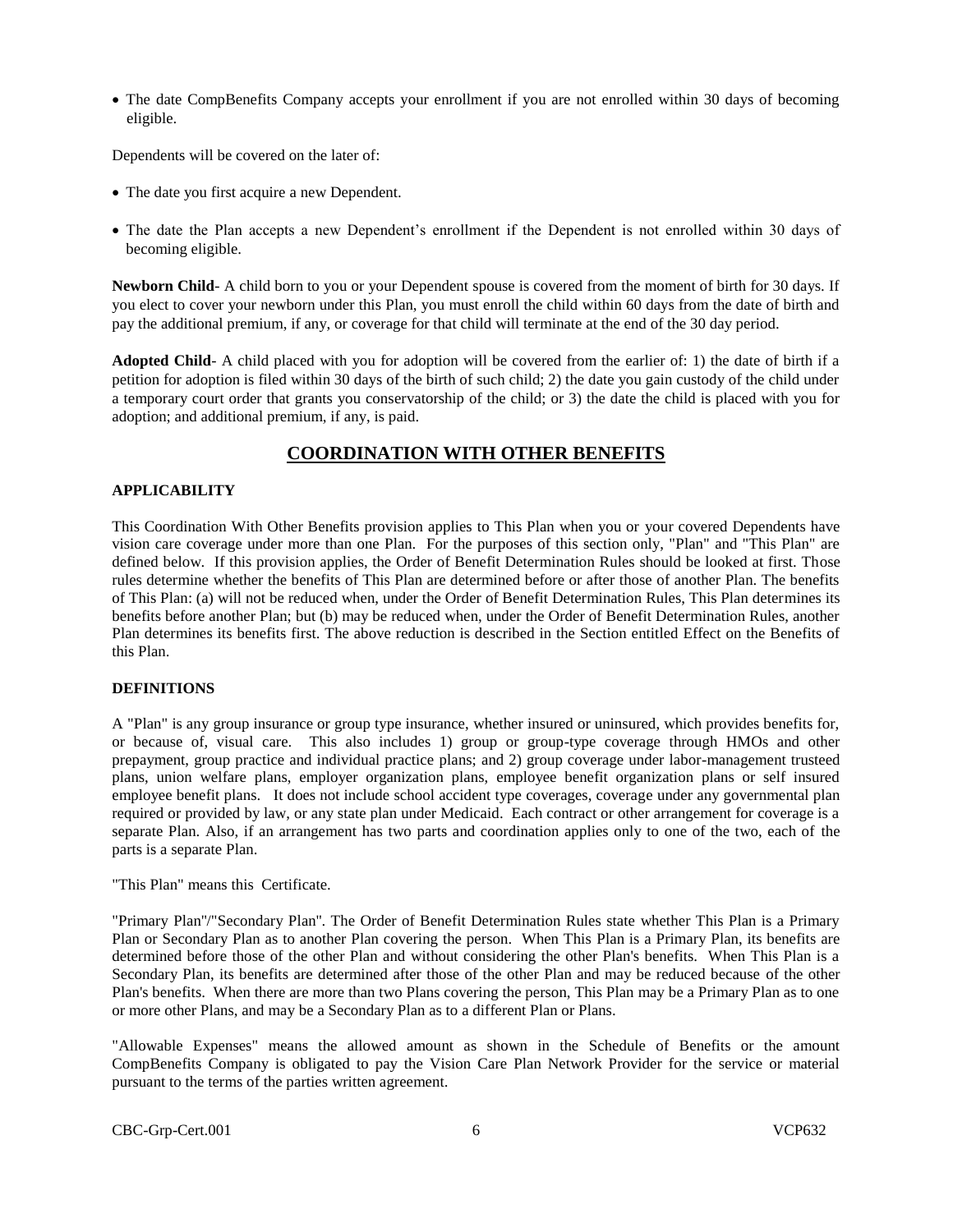- The date CompBenefits Company accepts your enrollment if you are not enrolled within 30 days of becoming eligible.

Dependents will be covered on the later of:

- The date you first acquire a new Dependent.
- The date the Plan accepts a new Dependent's enrollment if the Dependent is not enrolled within 30 days of becoming eligible.

**Newborn Child**- A child born to you or your Dependent spouse is covered from the moment of birth for 30 days. If you elect to cover your newborn under this Plan, you must enroll the child within 60 days from the date of birth and pay the additional premium, if any, or coverage for that child will terminate at the end of the 30 day period.

**Adopted Child**- A child placed with you for adoption will be covered from the earlier of: 1) the date of birth if a petition for adoption is filed within 30 days of the birth of such child; 2) the date you gain custody of the child under a temporary court order that grants you conservatorship of the child; or 3) the date the child is placed with you for adoption; and additional premium, if any, is paid.

## COORDINATION WITH OTHER BENEFITS

### APPLICABILITY

This Coordination With Other Benefits provision applies to This Plan when you or your covered Dependents have vision care coverage under more than one Plan. For the purposes of this section only, "Plan" and "This Plan" are defined below. If this provision applies, the Order of Benefit Determination Rules should be looked at first. Those rules determine whether the benefits of This Plan are determined before or after those of another Plan. The benefits of This Plan: (a) will not be reduced when, under the Order of Benefit Determination Rules, This Plan determines its benefits before another Plan; but (b) may be reduced when, under the Order of Benefit Determination Rules, another Plan determines its benefits first. The above reduction is described in the Section entitled Effect on the Benefits of this Plan.

### DEFINITIONS

A "Plan" is any group insurance or group type insurance, whether insured or uninsured, which provides benefits for, or because of, visual care. This also includes 1) group or group-type coverage through HMOs and other prepayment, group practice and individual practice plans; and 2) group coverage under labor-management trusteed plans, union welfare plans, employer organization plans, employee benefit organization plans or self insured employee benefit plans. It does not include school accident type coverages, coverage under any governmental plan required or provided by law, or any state plan under Medicaid. Each contract or other arrangement for coverage is a separate Plan. Also, if an arrangement has two parts and coordination applies only to one of the two, each of the parts is a separate Plan.

"This Plan" means this Certificate.

"Primary Plan"/"Secondary Plan". The Order of Benefit Determination Rules state whether This Plan is a Primary Plan or Secondary Plan as to another Plan covering the person. When This Plan is a Primary Plan, its benefits are determined before those of the other Plan and without considering the other Plan's benefits. When This Plan is a Secondary Plan, its benefits are determined after those of the other Plan and may be reduced because of the other Plan's benefits. When there are more than two Plans covering the person, This Plan may be a Primary Plan as to one or more other Plans, and may be a Secondary Plan as to a different Plan or Plans.

"Allowable Expenses" means the allowed amount as shown in the Schedule of Benefits or the amount CompBenefits Company is obligated to pay the Vision Care Plan Network Provider for the service or material pursuant to the terms of the parties written agreement.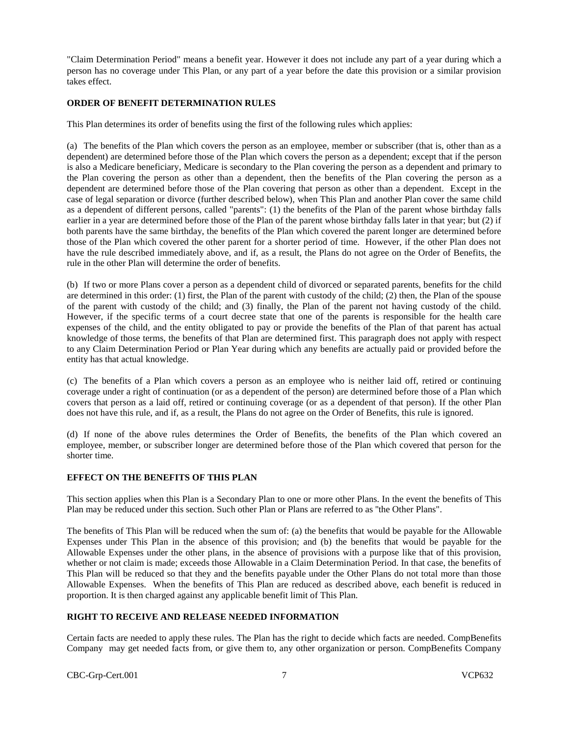"Claim Determination Period" means a benefit year. However it does not include any part of a year during which a person has no coverage under This Plan, or any part of a year before the date this provision or a similar provision takes effect.

**ORDER OF BENEFIT DETERMINATION RULES**

This Plan determines its order of benefits using the first of the following rules which applies:

(a) The benefits of the Plan which covers the person as an employee, member or subscriber (that is, other than as a dependent) are determined before those of the Plan which covers the person as a dependent; except that if the person is also a Medicare beneficiary, Medicare is secondary to the Plan covering the person as a dependent and primary to the Plan covering the person as other than a dependent, then the benefits of the Plan covering the person as a dependent are determined before those of the Plan covering that person as other than a dependent. Except in the case of legal separation or divorce (further described below), when This Plan and another Plan cover the same child as a dependent of different persons, called "parents": (1) the benefits of the Plan of the parent whose birthday falls earlier in a year are determined before those of the Plan of the parent whose birthday falls later in that year; but (2) if both parents have the same birthday, the benefits of the Plan which covered the parent longer are determined before those of the Plan which covered the other parent for a shorter period of time. However, if the other Plan does not have the rule described immediately above, and if, as a result, the Plans do not agree on the Order of Benefits, the rule in the other Plan will determine the order of benefits.

(b) If two or more Plans cover a person as a dependent child of divorced or separated parents, benefits for the child are determined in this order: (1) first, the Plan of the parent with custody of the child; (2) then, the Plan of the spouse of the parent with custody of the child; and (3) finally, the Plan of the parent not having custody of the child. However, if the specific terms of a court decree state that one of the parents is responsible for the health care expenses of the child, and the entity obligated to pay or provide the benefits of the Plan of that parent has actual knowledge of those terms, the benefits of that Plan are determined first. This paragraph does not apply with respect to any Claim Determination Period or Plan Year during which any benefits are actually paid or provided before the entity has that actual knowledge.

(c) The benefits of a Plan which covers a person as an employee who is neither laid off, retired or continuing coverage under a right of continuation (or as a dependent of the person) are determined before those of a Plan which covers that person as a laid off, retired or continuing coverage (or as a dependent of that person). If the other Plan does not have this rule, and if, as a result, the Plans do not agree on the Order of Benefits, this rule is ignored.

(d) If none of the above rules determines the Order of Benefits, the benefits of the Plan which covered an employee, member, or subscriber longer are determined before those of the Plan which covered that person for the shorter time.

**EFFECT ON THE BENEFITS OF THIS PLAN**

This section applies when this Plan is a Secondary Plan to one or more other Plans. In the event the benefits of This Plan may be reduced under this section. Such other Plan or Plans are referred to as "the Other Plans".

The benefits of This Plan will be reduced when the sum of: (a) the benefits that would be payable for the Allowable Expenses under This Plan in the absence of this provision; and (b) the benefits that would be payable for the Allowable Expenses under the other plans, in the absence of provisions with a purpose like that of this provision, whether or not claim is made; exceeds those Allowable in a Claim Determination Period. In that case, the benefits of This Plan will be reduced so that they and the benefits payable under the Other Plans do not total more than those Allowable Expenses. When the benefits of This Plan are reduced as described above, each benefit is reduced in proportion. It is then charged against any applicable benefit limit of This Plan.

**RIGHT TO RECEIVE AND RELEASE NEEDED INFORMATION**

Certain facts are needed to apply these rules. The Plan has the right to decide which facts are needed. CompBenefits Company may get needed facts from, or give them to, any other organization or person. CompBenefits Company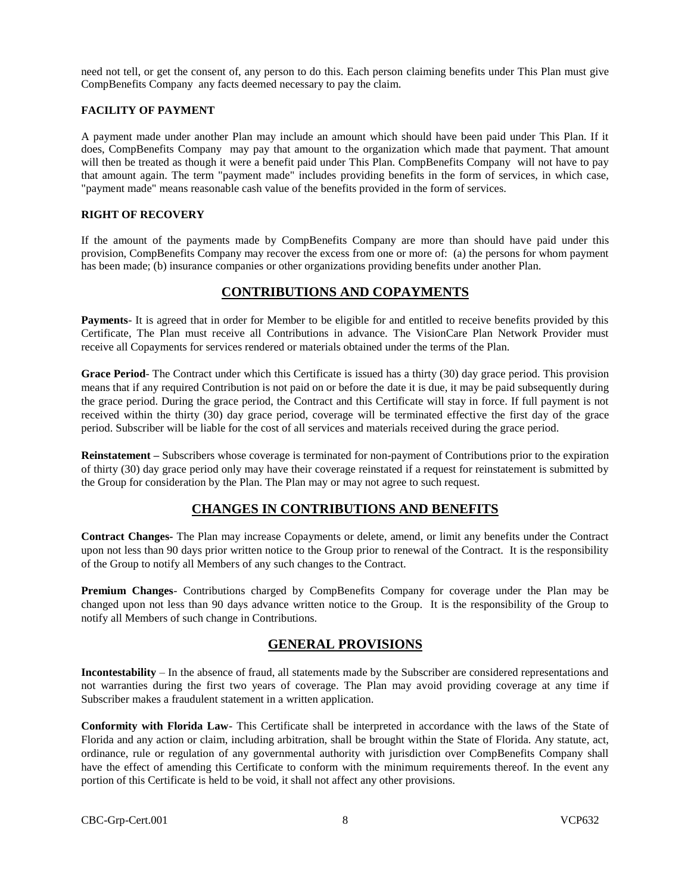need not tell, or get the consent of, any person to do this. Each person claiming benefits under This Plan must give CompBenefits Company any facts deemed necessary to pay the claim.

**FACILITY OF PAYMENT**

A payment made under another Plan may include an amount which should have been paid under This Plan. If it does, CompBenefits Company may pay that amount to the organization which made that payment. That amount will then be treated as though it were a benefit paid under This Plan. CompBenefits Company will not have to pay that amount again. The term "payment made" includes providing benefits in the form of services, in which case, "payment made" means reasonable cash value of the benefits provided in the form of services.

**RIGHT OF RECOVERY**

If the amount of the payments made by CompBenefits Company are more than should have paid under this provision, CompBenefits Company may recover the excess from one or more of: (a) the persons for whom payment has been made; (b) insurance companies or other organizations providing benefits under another Plan.

## CONTRIBUTIONS AND COPAYMENTS

**Payments**- It is agreed that in order for Member to be eligible for and entitled to receive benefits provided by this Certificate, The Plan must receive all Contributions in advance. The VisionCare Plan Network Provider must receive all Copayments for services rendered or materials obtained under the terms of the Plan.

**Grace Period**- The Contract under which this Certificate is issued has a thirty (30) day grace period. This provision means that if any required Contribution is not paid on or before the date it is due, it may be paid subsequently during the grace period. During the grace period, the Contract and this Certificate will stay in force. If full payment is not received within the thirty (30) day grace period, coverage will be terminated effective the first day of the grace period. Subscriber will be liable for the cost of all services and materials received during the grace period.

**Reinstatement –** Subscribers whose coverage is terminated for non-payment of Contributions prior to the expiration of thirty (30) day grace period only may have their coverage reinstated if a request for reinstatement is submitted by the Group for consideration by the Plan. The Plan may or may not agree to such request.

## CHANGES IN CONTRIBUTIONS AND BENEFITS

**Contract Changes-** The Plan may increase Copayments or delete, amend, or limit any benefits under the Contract upon not less than 90 days prior written notice to the Group prior to renewal of the Contract. It is the responsibility of the Group to notify all Members of any such changes to the Contract.

**Premium Changes**- Contributions charged by CompBenefits Company for coverage under the Plan may be changed upon not less than 90 days advance written notice to the Group. It is the responsibility of the Group to notify all Members of such change in Contributions.

## GENERAL PROVISIONS

**Incontestability** – In the absence of fraud, all statements made by the Subscriber are considered representations and not warranties during the first two years of coverage. The Plan may avoid providing coverage at any time if Subscriber makes a fraudulent statement in a written application.

**Conformity with Florida Law**- This Certificate shall be interpreted in accordance with the laws of the State of Florida and any action or claim, including arbitration, shall be brought within the State of Florida. Any statute, act, ordinance, rule or regulation of any governmental authority with jurisdiction over CompBenefits Company shall have the effect of amending this Certificate to conform with the minimum requirements thereof. In the event any portion of this Certificate is held to be void, it shall not affect any other provisions.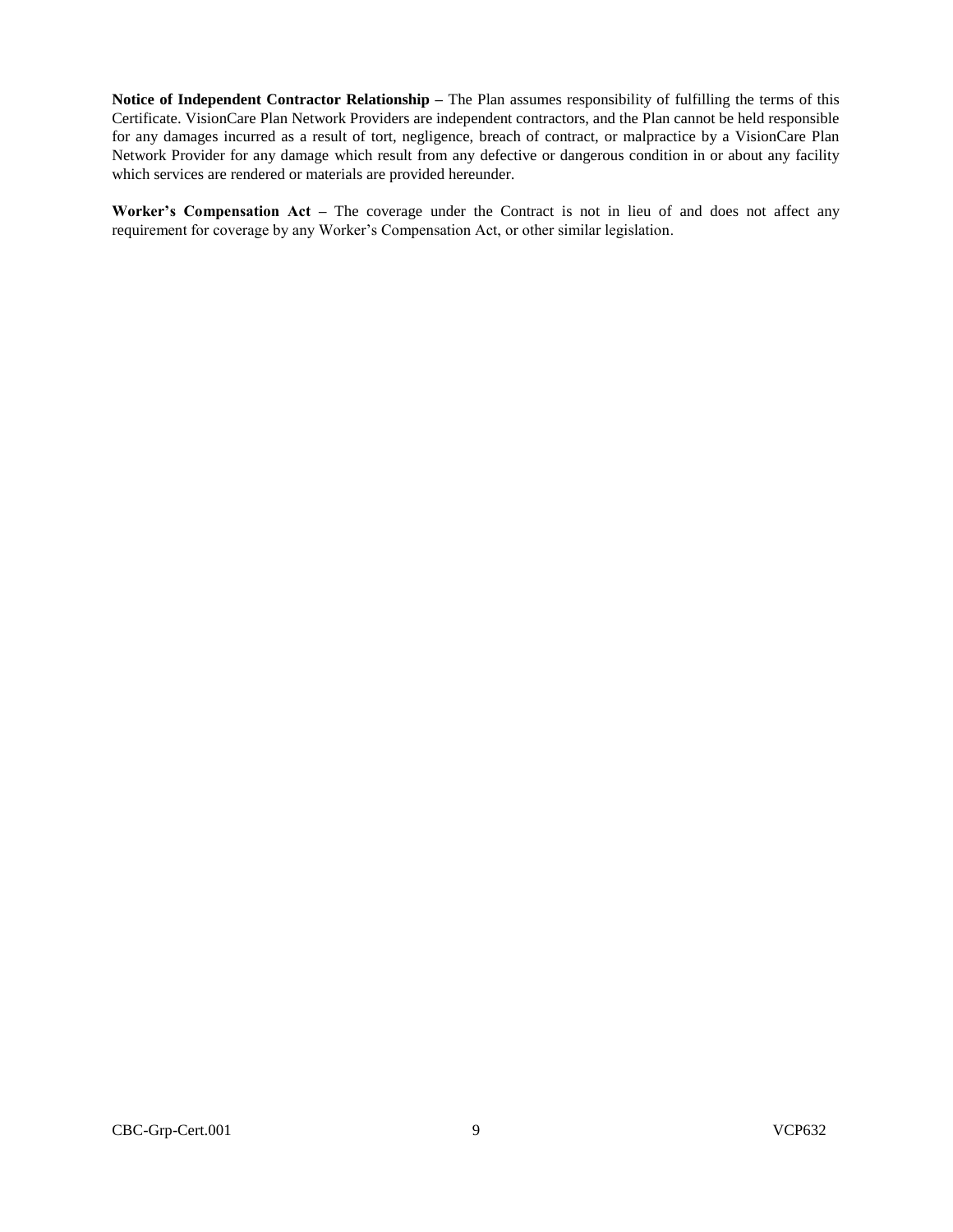**Notice of Independent Contractor Relationship –** The Plan assumes responsibility of fulfilling the terms of this Certificate. VisionCare Plan Network Providers are independent contractors, and the Plan cannot be held responsible for any damages incurred as a result of tort, negligence, breach of contract, or malpractice by a VisionCare Plan Network Provider for any damage which result from any defective or dangerous condition in or about any facility which services are rendered or materials are provided hereunder.

**Worker's Compensation Act –** The coverage under the Contract is not in lieu of and does not affect any requirement for coverage by any Worker's Compensation Act, or other similar legislation.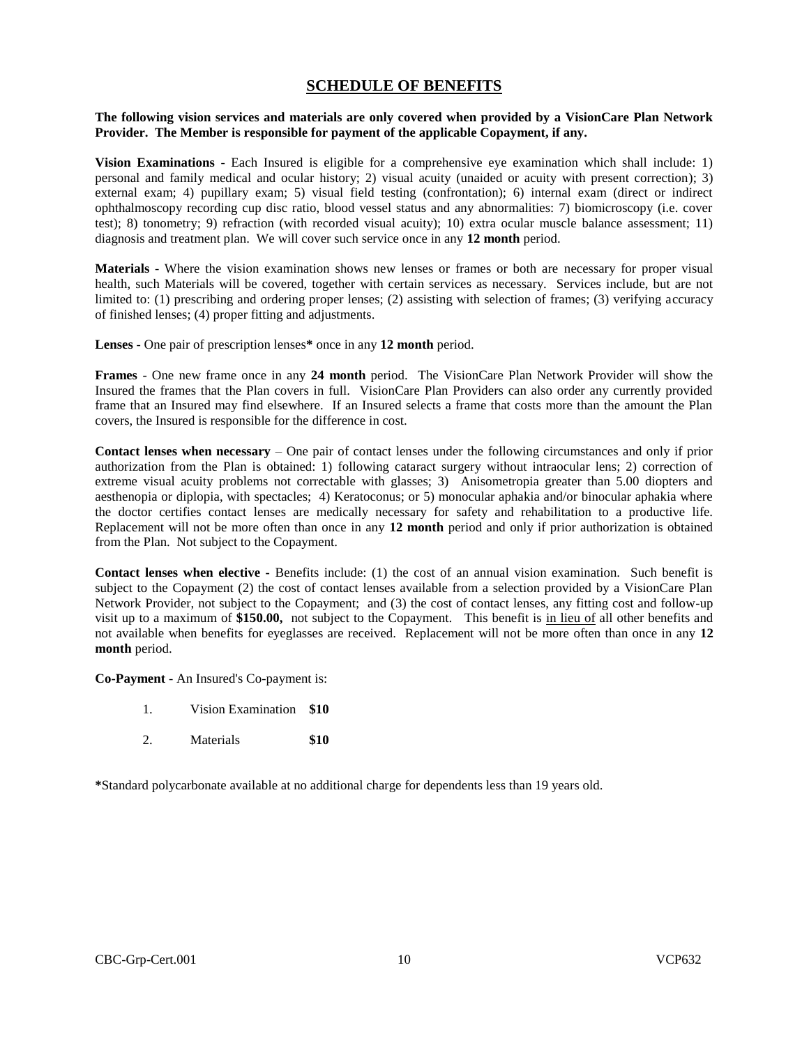## SCHEDULE OF BENEFITS

**The following vision services and materials are only covered when provided by a VisionCare Plan Network Provider. The Member is responsible for payment of the applicable Copayment, if any.**

**Vision Examinations** - Each Insured is eligible for a comprehensive eye examination which shall include: 1) personal and family medical and ocular history; 2) visual acuity (unaided or acuity with present correction); 3) external exam; 4) pupillary exam; 5) visual field testing (confrontation); 6) internal exam (direct or indirect ophthalmoscopy recording cup disc ratio, blood vessel status and any abnormalities: 7) biomicroscopy (i.e. cover test); 8) tonometry; 9) refraction (with recorded visual acuity); 10) extra ocular muscle balance assessment; 11) diagnosis and treatment plan. We will cover such service once in any **12 month** period.

**Materials** - Where the vision examination shows new lenses or frames or both are necessary for proper visual health, such Materials will be covered, together with certain services as necessary. Services include, but are not limited to: (1) prescribing and ordering proper lenses; (2) assisting with selection of frames; (3) verifying accuracy of finished lenses; (4) proper fitting and adjustments.

**Lenses** - One pair of prescription lenses**\*** once in any **12 month** period.

**Frames** - One new frame once in any **24 month** period. The VisionCare Plan Network Provider will show the Insured the frames that the Plan covers in full. VisionCare Plan Providers can also order any currently provided frame that an Insured may find elsewhere. If an Insured selects a frame that costs more than the amount the Plan covers, the Insured is responsible for the difference in cost.

**Contact lenses when necessary** – One pair of contact lenses under the following circumstances and only if prior authorization from the Plan is obtained: 1) following cataract surgery without intraocular lens; 2) correction of extreme visual acuity problems not correctable with glasses; 3) Anisometropia greater than 5.00 diopters and aesthenopia or diplopia, with spectacles; 4) Keratoconus; or 5) monocular aphakia and/or binocular aphakia where the doctor certifies contact lenses are medically necessary for safety and rehabilitation to a productive life. Replacement will not be more often than once in any **12 month** period and only if prior authorization is obtained from the Plan. Not subject to the Copayment.

**Contact lenses when elective -** Benefits include: (1) the cost of an annual vision examination. Such benefit is subject to the Copayment (2) the cost of contact lenses available from a selection provided by a VisionCare Plan Network Provider, not subject to the Copayment; and (3) the cost of contact lenses, any fitting cost and follow-up visit up to a maximum of **$150.00,** not subject to the Copayment. This benefit is <u>in lieu of</u> all other benefits and not available when benefits for eyeglasses are received. Replacement will not be more often than once in any **12 month** period.

**Co-Payment** - An Insured's Co-payment is:

1. Vision Examination **$10**
2. Materials **$10**

**\***Standard polycarbonate available at no additional charge for dependents less than 19 years old.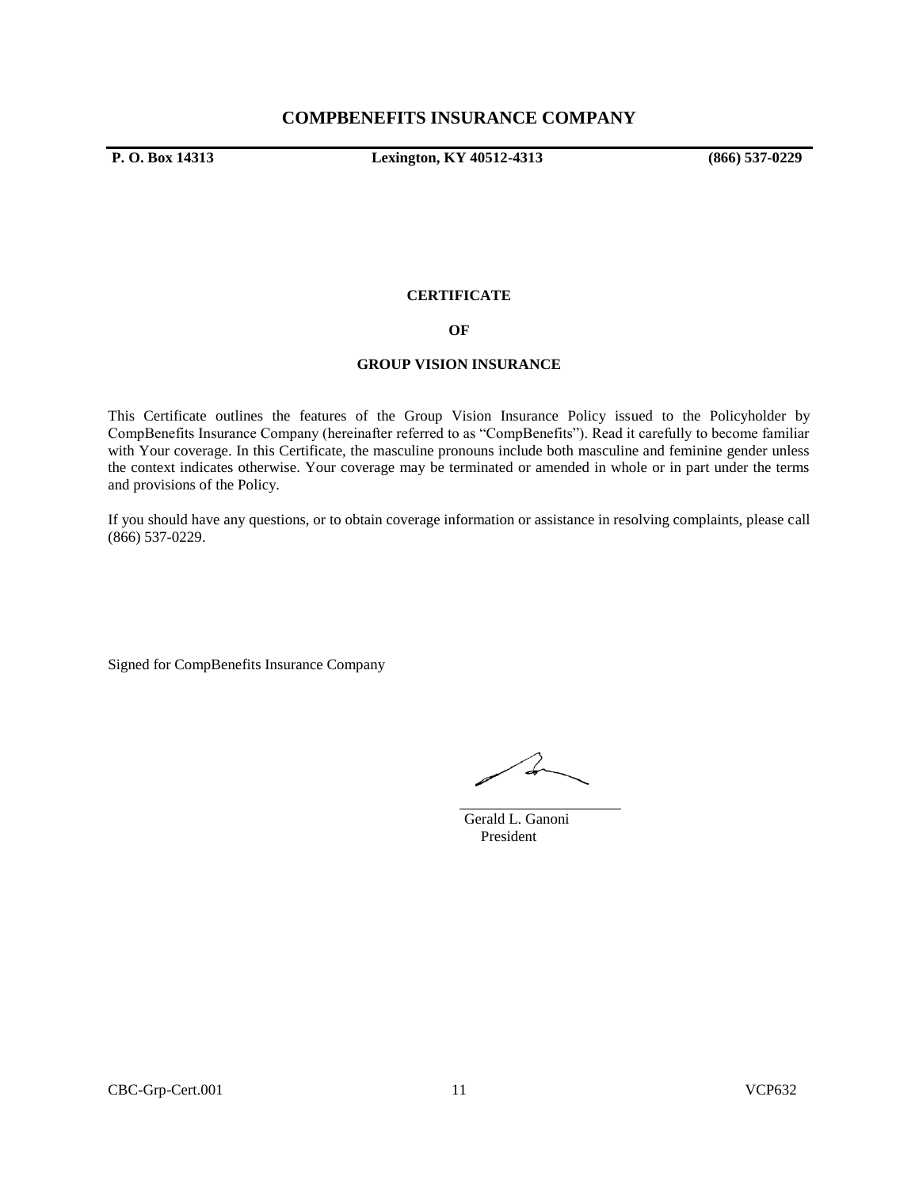# COMPBENEFITS INSURANCE COMPANY

**P. O. Box 14313** **Lexington, KY 40512-4313** **(866) 537-0229**

**CERTIFICATE**

**OF**

**GROUP VISION INSURANCE**

This Certificate outlines the features of the Group Vision Insurance Policy issued to the Policyholder by CompBenefits Insurance Company (hereinafter referred to as "CompBenefits"). Read it carefully to become familiar with Your coverage. In this Certificate, the masculine pronouns include both masculine and feminine gender unless the context indicates otherwise. Your coverage may be terminated or amended in whole or in part under the terms and provisions of the Policy.

If you should have any questions, or to obtain coverage information or assistance in resolving complaints, please call (866) 537-0229.

Signed for CompBenefits Insurance Company

Gerald L. Ganoni
President

CBC-Grp-Cert.001 VCP632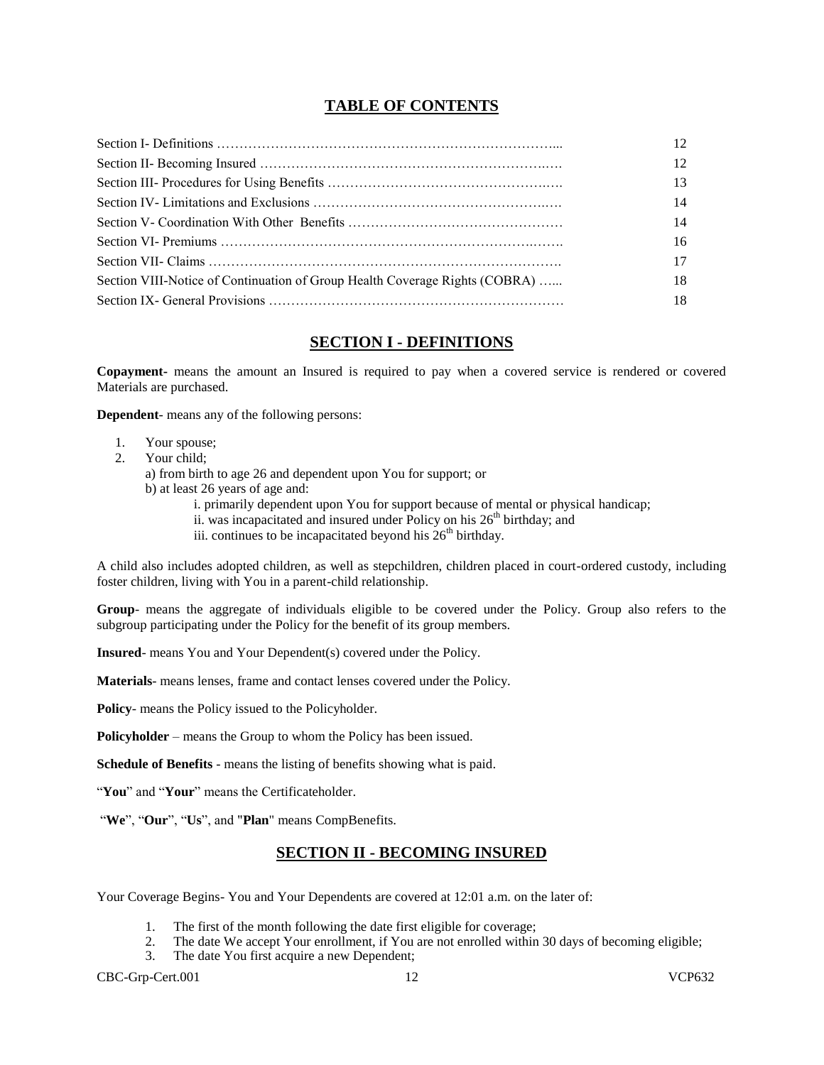## TABLE OF CONTENTS

| | |
|---|---|
| Section I- Definitions ………………………………………………………………... | 12 |
| Section II- Becoming Insured ……………………………………………………..…. | 12 |
| Section III- Procedures for Using Benefits ……………………………………….…. | 13 |
| Section IV- Limitations and Exclusions ……………………………………….……. | 14 |
| Section V- Coordination With Other Benefits ……………………………………… | 14 |
| Section VI- Premiums ……………………………………………………….……. | 16 |
| Section VII- Claims ………………………………………………………………. | 17 |
| Section VIII-Notice of Continuation of Group Health Coverage Rights (COBRA) …... | 18 |
| Section IX- General Provisions ……………………………………………………… | 18 |

## SECTION I - DEFINITIONS

**Copayment**- means the amount an Insured is required to pay when a covered service is rendered or covered Materials are purchased.

**Dependent**- means any of the following persons:

1. Your spouse;
2. Your child;
   a) from birth to age 26 and dependent upon You for support; or
   b) at least 26 years of age and:
      i. primarily dependent upon You for support because of mental or physical handicap;
      ii. was incapacitated and insured under Policy on his 26th birthday; and
      iii. continues to be incapacitated beyond his 26th birthday.

A child also includes adopted children, as well as stepchildren, children placed in court-ordered custody, including foster children, living with You in a parent-child relationship.

**Group**- means the aggregate of individuals eligible to be covered under the Policy. Group also refers to the subgroup participating under the Policy for the benefit of its group members.

**Insured**- means You and Your Dependent(s) covered under the Policy.

**Materials**- means lenses, frame and contact lenses covered under the Policy.

**Policy**- means the Policy issued to the Policyholder.

**Policyholder** – means the Group to whom the Policy has been issued.

**Schedule of Benefits** - means the listing of benefits showing what is paid.

"**You**" and "**Your**" means the Certificateholder.

"**We**", "**Our**", "**Us**", and "**Plan**" means CompBenefits.

## SECTION II - BECOMING INSURED

Your Coverage Begins- You and Your Dependents are covered at 12:01 a.m. on the later of:

1. The first of the month following the date first eligible for coverage;
2. The date We accept Your enrollment, if You are not enrolled within 30 days of becoming eligible;
3. The date You first acquire a new Dependent;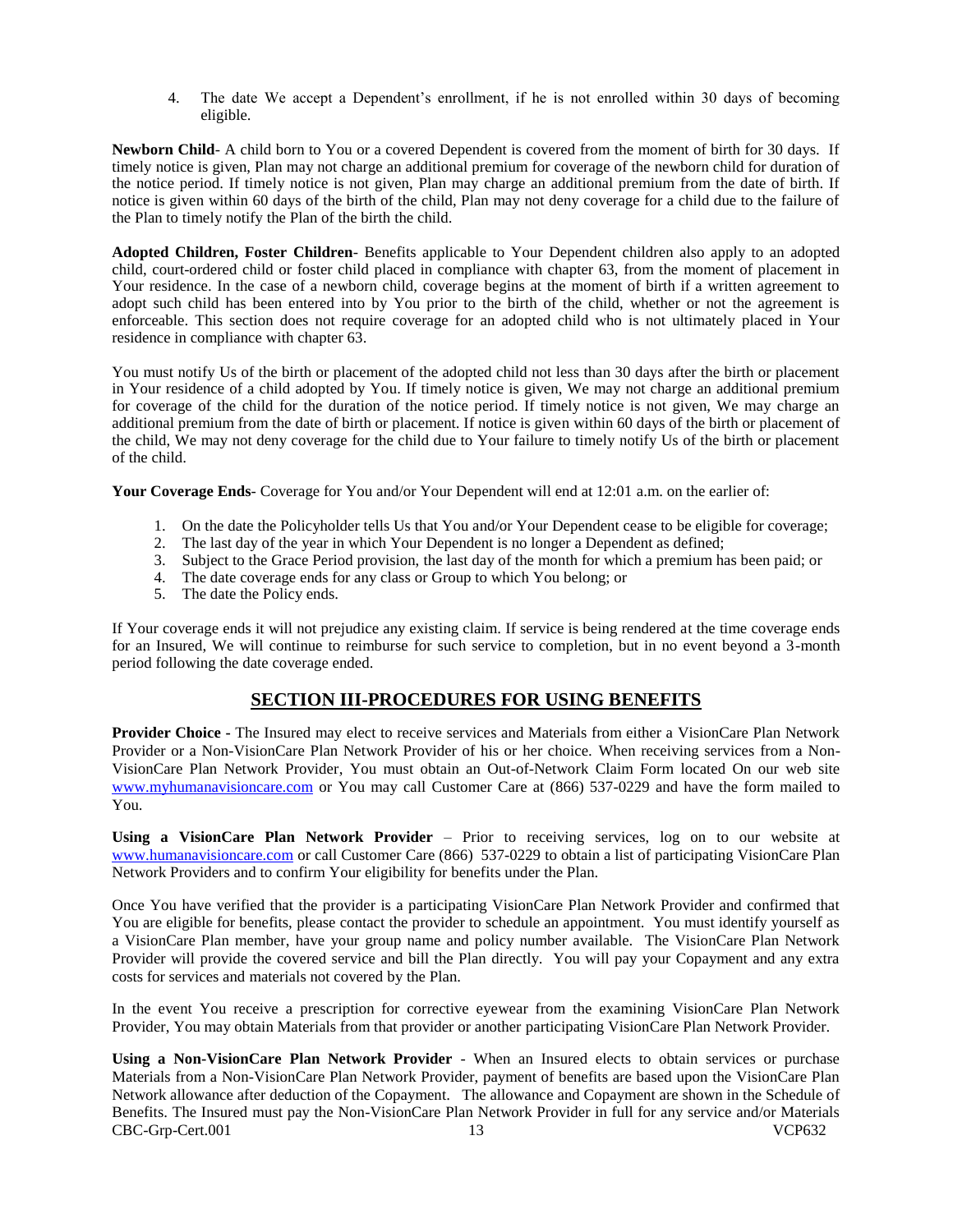4. The date We accept a Dependent's enrollment, if he is not enrolled within 30 days of becoming eligible.

**Newborn Child**- A child born to You or a covered Dependent is covered from the moment of birth for 30 days. If timely notice is given, Plan may not charge an additional premium for coverage of the newborn child for duration of the notice period. If timely notice is not given, Plan may charge an additional premium from the date of birth. If notice is given within 60 days of the birth of the child, Plan may not deny coverage for a child due to the failure of the Plan to timely notify the Plan of the birth the child.

**Adopted Children, Foster Children**- Benefits applicable to Your Dependent children also apply to an adopted child, court-ordered child or foster child placed in compliance with chapter 63, from the moment of placement in Your residence. In the case of a newborn child, coverage begins at the moment of birth if a written agreement to adopt such child has been entered into by You prior to the birth of the child, whether or not the agreement is enforceable. This section does not require coverage for an adopted child who is not ultimately placed in Your residence in compliance with chapter 63.

You must notify Us of the birth or placement of the adopted child not less than 30 days after the birth or placement in Your residence of a child adopted by You. If timely notice is given, We may not charge an additional premium for coverage of the child for the duration of the notice period. If timely notice is not given, We may charge an additional premium from the date of birth or placement. If notice is given within 60 days of the birth or placement of the child, We may not deny coverage for the child due to Your failure to timely notify Us of the birth or placement of the child.

**Your Coverage Ends**- Coverage for You and/or Your Dependent will end at 12:01 a.m. on the earlier of:

1. On the date the Policyholder tells Us that You and/or Your Dependent cease to be eligible for coverage;
2. The last day of the year in which Your Dependent is no longer a Dependent as defined;
3. Subject to the Grace Period provision, the last day of the month for which a premium has been paid; or
4. The date coverage ends for any class or Group to which You belong; or
5. The date the Policy ends.

If Your coverage ends it will not prejudice any existing claim. If service is being rendered at the time coverage ends for an Insured, We will continue to reimburse for such service to completion, but in no event beyond a 3-month period following the date coverage ended.

## SECTION III-PROCEDURES FOR USING BENEFITS

**Provider Choice -** The Insured may elect to receive services and Materials from either a VisionCare Plan Network Provider or a Non-VisionCare Plan Network Provider of his or her choice. When receiving services from a Non-VisionCare Plan Network Provider, You must obtain an Out-of-Network Claim Form located On our web site www.myhumanavisioncare.com or You may call Customer Care at (866) 537-0229 and have the form mailed to You.

**Using a VisionCare Plan Network Provider** – Prior to receiving services, log on to our website at www.humanavisioncare.com or call Customer Care (866) 537-0229 to obtain a list of participating VisionCare Plan Network Providers and to confirm Your eligibility for benefits under the Plan.

Once You have verified that the provider is a participating VisionCare Plan Network Provider and confirmed that You are eligible for benefits, please contact the provider to schedule an appointment. You must identify yourself as a VisionCare Plan member, have your group name and policy number available. The VisionCare Plan Network Provider will provide the covered service and bill the Plan directly. You will pay your Copayment and any extra costs for services and materials not covered by the Plan.

In the event You receive a prescription for corrective eyewear from the examining VisionCare Plan Network Provider, You may obtain Materials from that provider or another participating VisionCare Plan Network Provider.

**Using a Non-VisionCare Plan Network Provider** - When an Insured elects to obtain services or purchase Materials from a Non-VisionCare Plan Network Provider, payment of benefits are based upon the VisionCare Plan Network allowance after deduction of the Copayment. The allowance and Copayment are shown in the Schedule of Benefits. The Insured must pay the Non-VisionCare Plan Network Provider in full for any service and/or Materials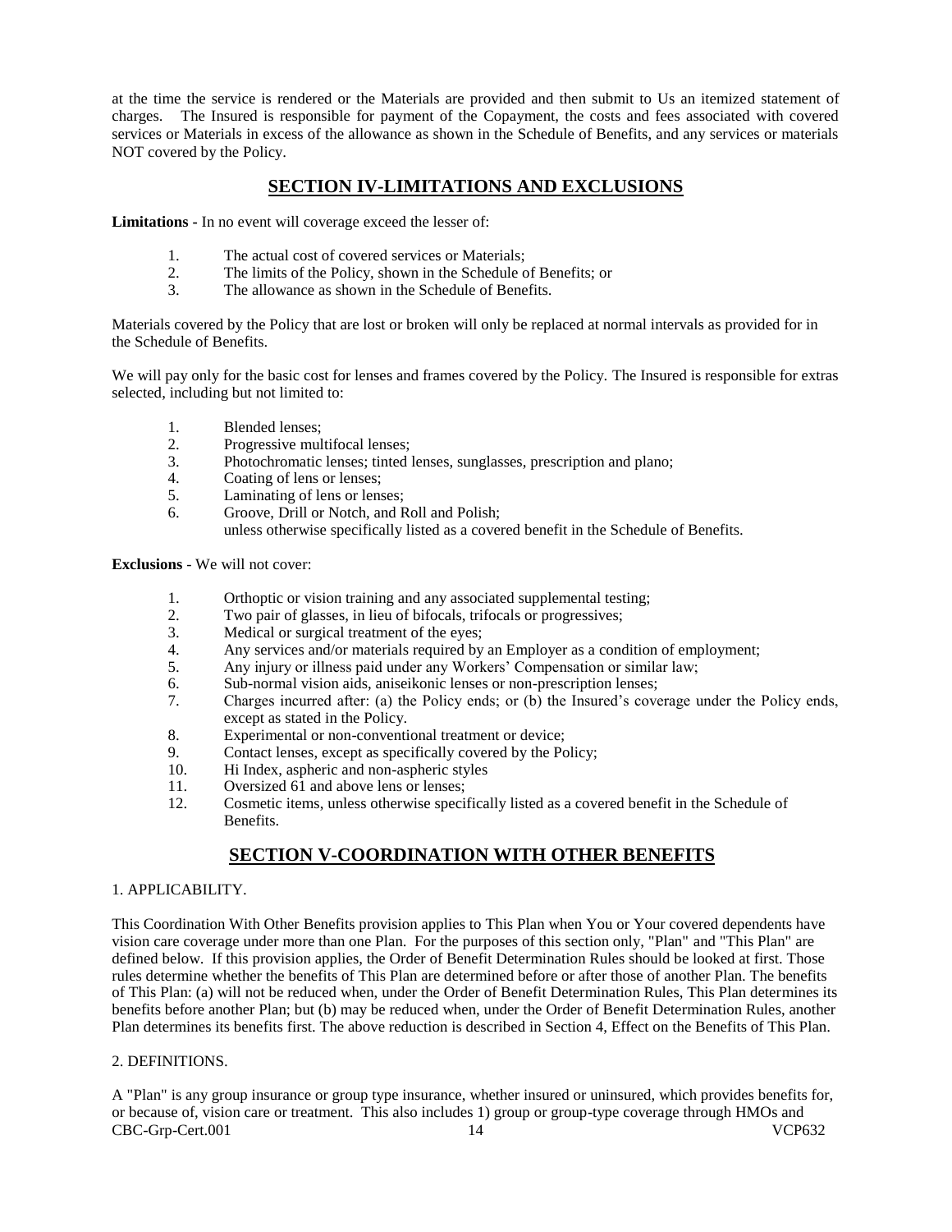at the time the service is rendered or the Materials are provided and then submit to Us an itemized statement of charges. The Insured is responsible for payment of the Copayment, the costs and fees associated with covered services or Materials in excess of the allowance as shown in the Schedule of Benefits, and any services or materials NOT covered by the Policy.

## SECTION IV-LIMITATIONS AND EXCLUSIONS

**Limitations** - In no event will coverage exceed the lesser of:

1. The actual cost of covered services or Materials;
2. The limits of the Policy, shown in the Schedule of Benefits; or
3. The allowance as shown in the Schedule of Benefits.

Materials covered by the Policy that are lost or broken will only be replaced at normal intervals as provided for in the Schedule of Benefits.

We will pay only for the basic cost for lenses and frames covered by the Policy. The Insured is responsible for extras selected, including but not limited to:

1. Blended lenses;
2. Progressive multifocal lenses;
3. Photochromatic lenses; tinted lenses, sunglasses, prescription and plano;
4. Coating of lens or lenses;
5. Laminating of lens or lenses;
6. Groove, Drill or Notch, and Roll and Polish;

unless otherwise specifically listed as a covered benefit in the Schedule of Benefits.

**Exclusions** - We will not cover:

1. Orthoptic or vision training and any associated supplemental testing;
2. Two pair of glasses, in lieu of bifocals, trifocals or progressives;
3. Medical or surgical treatment of the eyes;
4. Any services and/or materials required by an Employer as a condition of employment;
5. Any injury or illness paid under any Workers' Compensation or similar law;
6. Sub-normal vision aids, aniseikonic lenses or non-prescription lenses;
7. Charges incurred after: (a) the Policy ends; or (b) the Insured's coverage under the Policy ends, except as stated in the Policy.
8. Experimental or non-conventional treatment or device;
9. Contact lenses, except as specifically covered by the Policy;
10. Hi Index, aspheric and non-aspheric styles
11. Oversized 61 and above lens or lenses;
12. Cosmetic items, unless otherwise specifically listed as a covered benefit in the Schedule of Benefits.

## SECTION V-COORDINATION WITH OTHER BENEFITS

1. APPLICABILITY.

This Coordination With Other Benefits provision applies to This Plan when You or Your covered dependents have vision care coverage under more than one Plan. For the purposes of this section only, "Plan" and "This Plan" are defined below. If this provision applies, the Order of Benefit Determination Rules should be looked at first. Those rules determine whether the benefits of This Plan are determined before or after those of another Plan. The benefits of This Plan: (a) will not be reduced when, under the Order of Benefit Determination Rules, This Plan determines its benefits before another Plan; but (b) may be reduced when, under the Order of Benefit Determination Rules, another Plan determines its benefits first. The above reduction is described in Section 4, Effect on the Benefits of This Plan.

2. DEFINITIONS.

A "Plan" is any group insurance or group type insurance, whether insured or uninsured, which provides benefits for, or because of, vision care or treatment. This also includes 1) group or group-type coverage through HMOs and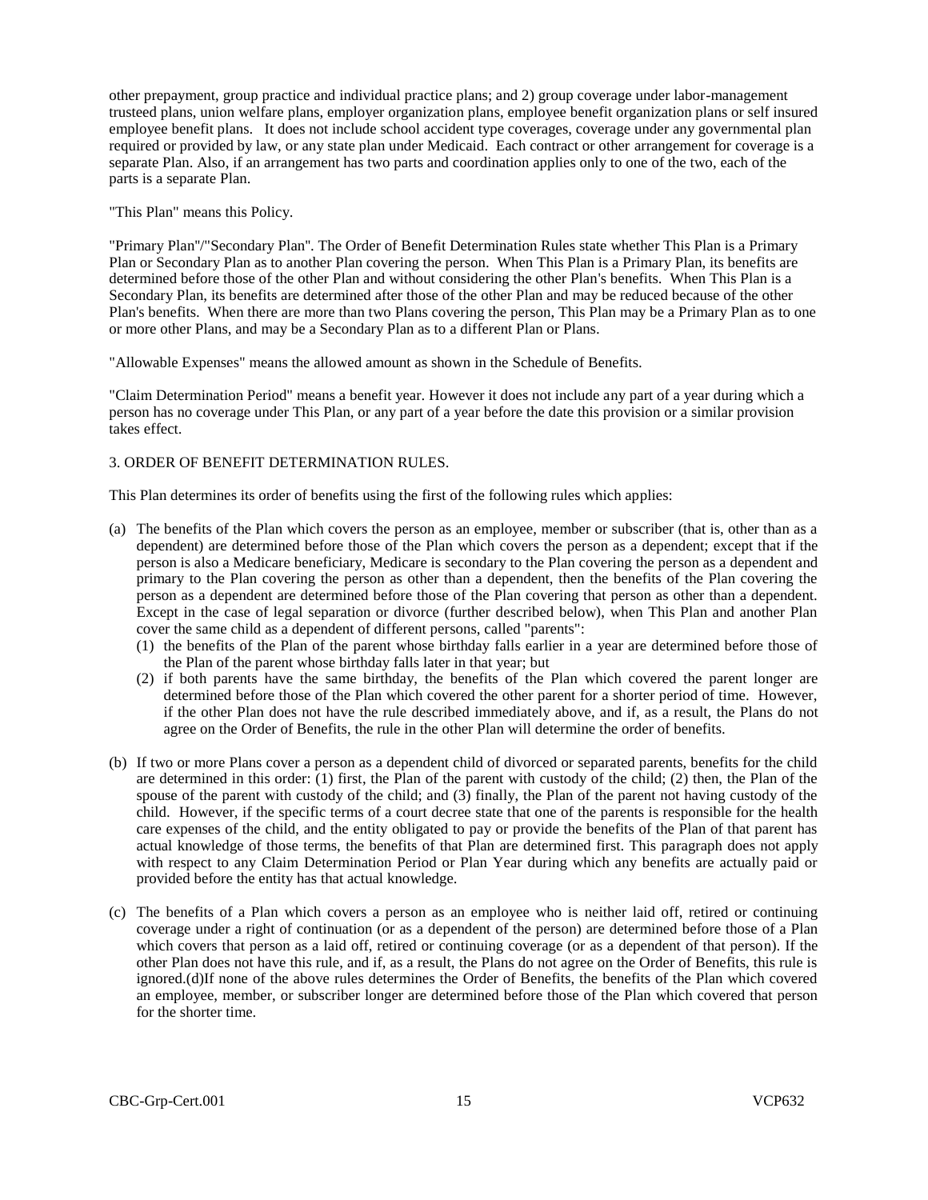other prepayment, group practice and individual practice plans; and 2) group coverage under labor-management trusteed plans, union welfare plans, employer organization plans, employee benefit organization plans or self insured employee benefit plans. It does not include school accident type coverages, coverage under any governmental plan required or provided by law, or any state plan under Medicaid. Each contract or other arrangement for coverage is a separate Plan. Also, if an arrangement has two parts and coordination applies only to one of the two, each of the parts is a separate Plan.

"This Plan" means this Policy.

"Primary Plan"/"Secondary Plan". The Order of Benefit Determination Rules state whether This Plan is a Primary Plan or Secondary Plan as to another Plan covering the person. When This Plan is a Primary Plan, its benefits are determined before those of the other Plan and without considering the other Plan's benefits. When This Plan is a Secondary Plan, its benefits are determined after those of the other Plan and may be reduced because of the other Plan's benefits. When there are more than two Plans covering the person, This Plan may be a Primary Plan as to one or more other Plans, and may be a Secondary Plan as to a different Plan or Plans.

"Allowable Expenses" means the allowed amount as shown in the Schedule of Benefits.

"Claim Determination Period" means a benefit year. However it does not include any part of a year during which a person has no coverage under This Plan, or any part of a year before the date this provision or a similar provision takes effect.

3. ORDER OF BENEFIT DETERMINATION RULES.

This Plan determines its order of benefits using the first of the following rules which applies:

(a) The benefits of the Plan which covers the person as an employee, member or subscriber (that is, other than as a dependent) are determined before those of the Plan which covers the person as a dependent; except that if the person is also a Medicare beneficiary, Medicare is secondary to the Plan covering the person as a dependent and primary to the Plan covering the person as other than a dependent, then the benefits of the Plan covering the person as a dependent are determined before those of the Plan covering that person as other than a dependent. Except in the case of legal separation or divorce (further described below), when This Plan and another Plan cover the same child as a dependent of different persons, called "parents":
   (1) the benefits of the Plan of the parent whose birthday falls earlier in a year are determined before those of the Plan of the parent whose birthday falls later in that year; but
   (2) if both parents have the same birthday, the benefits of the Plan which covered the parent longer are determined before those of the Plan which covered the other parent for a shorter period of time. However, if the other Plan does not have the rule described immediately above, and if, as a result, the Plans do not agree on the Order of Benefits, the rule in the other Plan will determine the order of benefits.

(b) If two or more Plans cover a person as a dependent child of divorced or separated parents, benefits for the child are determined in this order: (1) first, the Plan of the parent with custody of the child; (2) then, the Plan of the spouse of the parent with custody of the child; and (3) finally, the Plan of the parent not having custody of the child. However, if the specific terms of a court decree state that one of the parents is responsible for the health care expenses of the child, and the entity obligated to pay or provide the benefits of the Plan of that parent has actual knowledge of those terms, the benefits of that Plan are determined first. This paragraph does not apply with respect to any Claim Determination Period or Plan Year during which any benefits are actually paid or provided before the entity has that actual knowledge.

(c) The benefits of a Plan which covers a person as an employee who is neither laid off, retired or continuing coverage under a right of continuation (or as a dependent of the person) are determined before those of a Plan which covers that person as a laid off, retired or continuing coverage (or as a dependent of that person). If the other Plan does not have this rule, and if, as a result, the Plans do not agree on the Order of Benefits, this rule is ignored.

(d) If none of the above rules determines the Order of Benefits, the benefits of the Plan which covered an employee, member, or subscriber longer are determined before those of the Plan which covered that person for the shorter time.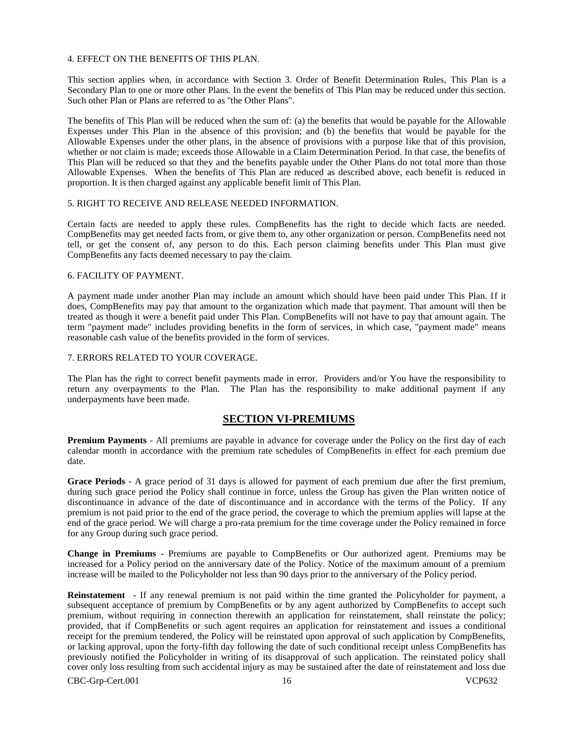4. EFFECT ON THE BENEFITS OF THIS PLAN.

This section applies when, in accordance with Section 3. Order of Benefit Determination Rules, This Plan is a Secondary Plan to one or more other Plans. In the event the benefits of This Plan may be reduced under this section. Such other Plan or Plans are referred to as "the Other Plans".

The benefits of This Plan will be reduced when the sum of: (a) the benefits that would be payable for the Allowable Expenses under This Plan in the absence of this provision; and (b) the benefits that would be payable for the Allowable Expenses under the other plans, in the absence of provisions with a purpose like that of this provision, whether or not claim is made; exceeds those Allowable in a Claim Determination Period. In that case, the benefits of This Plan will be reduced so that they and the benefits payable under the Other Plans do not total more than those Allowable Expenses. When the benefits of This Plan are reduced as described above, each benefit is reduced in proportion. It is then charged against any applicable benefit limit of This Plan.

5. RIGHT TO RECEIVE AND RELEASE NEEDED INFORMATION.

Certain facts are needed to apply these rules. CompBenefits has the right to decide which facts are needed. CompBenefits may get needed facts from, or give them to, any other organization or person. CompBenefits need not tell, or get the consent of, any person to do this. Each person claiming benefits under This Plan must give CompBenefits any facts deemed necessary to pay the claim.

6. FACILITY OF PAYMENT.

A payment made under another Plan may include an amount which should have been paid under This Plan. If it does, CompBenefits may pay that amount to the organization which made that payment. That amount will then be treated as though it were a benefit paid under This Plan. CompBenefits will not have to pay that amount again. The term "payment made" includes providing benefits in the form of services, in which case, "payment made" means reasonable cash value of the benefits provided in the form of services.

7. ERRORS RELATED TO YOUR COVERAGE.

The Plan has the right to correct benefit payments made in error. Providers and/or You have the responsibility to return any overpayments to the Plan. The Plan has the responsibility to make additional payment if any underpayments have been made.

## SECTION VI-PREMIUMS

**Premium Payments** - All premiums are payable in advance for coverage under the Policy on the first day of each calendar month in accordance with the premium rate schedules of CompBenefits in effect for each premium due date.

**Grace Periods** - A grace period of 31 days is allowed for payment of each premium due after the first premium, during such grace period the Policy shall continue in force, unless the Group has given the Plan written notice of discontinuance in advance of the date of discontinuance and in accordance with the terms of the Policy. If any premium is not paid prior to the end of the grace period, the coverage to which the premium applies will lapse at the end of the grace period. We will charge a pro-rata premium for the time coverage under the Policy remained in force for any Group during such grace period.

**Change in Premiums** - Premiums are payable to CompBenefits or Our authorized agent. Premiums may be increased for a Policy period on the anniversary date of the Policy. Notice of the maximum amount of a premium increase will be mailed to the Policyholder not less than 90 days prior to the anniversary of the Policy period.

**Reinstatement** - If any renewal premium is not paid within the time granted the Policyholder for payment, a subsequent acceptance of premium by CompBenefits or by any agent authorized by CompBenefits to accept such premium, without requiring in connection therewith an application for reinstatement, shall reinstate the policy; provided, that if CompBenefits or such agent requires an application for reinstatement and issues a conditional receipt for the premium tendered, the Policy will be reinstated upon approval of such application by CompBenefits, or lacking approval, upon the forty-fifth day following the date of such conditional receipt unless CompBenefits has previously notified the Policyholder in writing of its disapproval of such application. The reinstated policy shall cover only loss resulting from such accidental injury as may be sustained after the date of reinstatement and loss due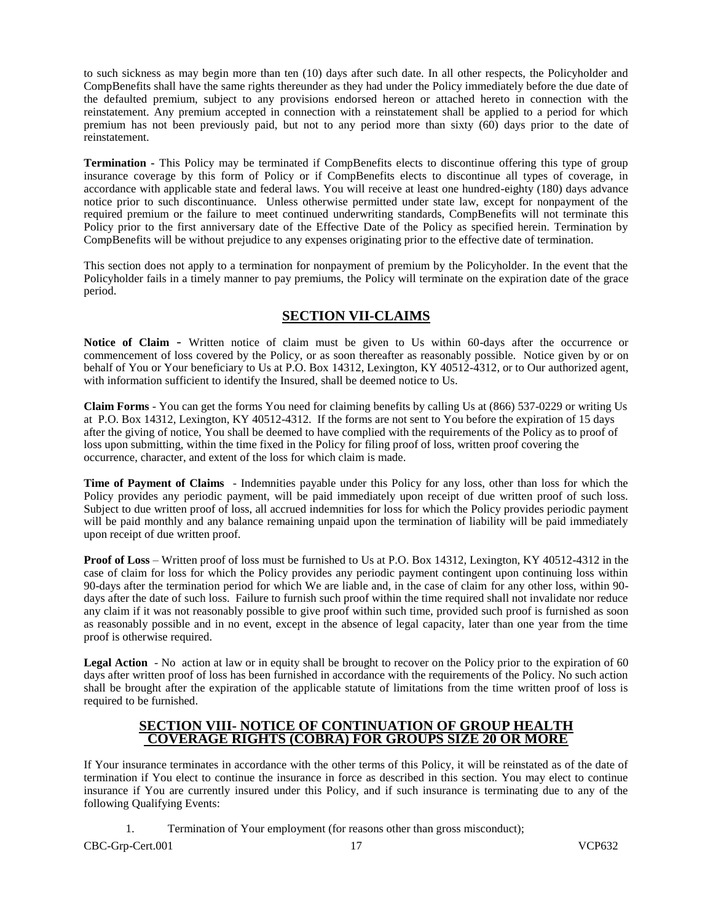to such sickness as may begin more than ten (10) days after such date. In all other respects, the Policyholder and CompBenefits shall have the same rights thereunder as they had under the Policy immediately before the due date of the defaulted premium, subject to any provisions endorsed hereon or attached hereto in connection with the reinstatement. Any premium accepted in connection with a reinstatement shall be applied to a period for which premium has not been previously paid, but not to any period more than sixty (60) days prior to the date of reinstatement.

**Termination** - This Policy may be terminated if CompBenefits elects to discontinue offering this type of group insurance coverage by this form of Policy or if CompBenefits elects to discontinue all types of coverage, in accordance with applicable state and federal laws. You will receive at least one hundred-eighty (180) days advance notice prior to such discontinuance. Unless otherwise permitted under state law, except for nonpayment of the required premium or the failure to meet continued underwriting standards, CompBenefits will not terminate this Policy prior to the first anniversary date of the Effective Date of the Policy as specified herein. Termination by CompBenefits will be without prejudice to any expenses originating prior to the effective date of termination.

This section does not apply to a termination for nonpayment of premium by the Policyholder. In the event that the Policyholder fails in a timely manner to pay premiums, the Policy will terminate on the expiration date of the grace period.

## SECTION VII-CLAIMS

**Notice of Claim** - Written notice of claim must be given to Us within 60-days after the occurrence or commencement of loss covered by the Policy, or as soon thereafter as reasonably possible. Notice given by or on behalf of You or Your beneficiary to Us at P.O. Box 14312, Lexington, KY 40512-4312, or to Our authorized agent, with information sufficient to identify the Insured, shall be deemed notice to Us.

**Claim Forms** - You can get the forms You need for claiming benefits by calling Us at (866) 537-0229 or writing Us at P.O. Box 14312, Lexington, KY 40512-4312. If the forms are not sent to You before the expiration of 15 days after the giving of notice, You shall be deemed to have complied with the requirements of the Policy as to proof of loss upon submitting, within the time fixed in the Policy for filing proof of loss, written proof covering the occurrence, character, and extent of the loss for which claim is made.

**Time of Payment of Claims** - Indemnities payable under this Policy for any loss, other than loss for which the Policy provides any periodic payment, will be paid immediately upon receipt of due written proof of such loss. Subject to due written proof of loss, all accrued indemnities for loss for which the Policy provides periodic payment will be paid monthly and any balance remaining unpaid upon the termination of liability will be paid immediately upon receipt of due written proof.

**Proof of Loss** – Written proof of loss must be furnished to Us at P.O. Box 14312, Lexington, KY 40512-4312 in the case of claim for loss for which the Policy provides any periodic payment contingent upon continuing loss within 90-days after the termination period for which We are liable and, in the case of claim for any other loss, within 90-days after the date of such loss. Failure to furnish such proof within the time required shall not invalidate nor reduce any claim if it was not reasonably possible to give proof within such time, provided such proof is furnished as soon as reasonably possible and in no event, except in the absence of legal capacity, later than one year from the time proof is otherwise required.

**Legal Action** - No action at law or in equity shall be brought to recover on the Policy prior to the expiration of 60 days after written proof of loss has been furnished in accordance with the requirements of the Policy. No such action shall be brought after the expiration of the applicable statute of limitations from the time written proof of loss is required to be furnished.

## SECTION VIII- NOTICE OF CONTINUATION OF GROUP HEALTH COVERAGE RIGHTS (COBRA) FOR GROUPS SIZE 20 OR MORE

If Your insurance terminates in accordance with the other terms of this Policy, it will be reinstated as of the date of termination if You elect to continue the insurance in force as described in this section. You may elect to continue insurance if You are currently insured under this Policy, and if such insurance is terminating due to any of the following Qualifying Events:

1. Termination of Your employment (for reasons other than gross misconduct);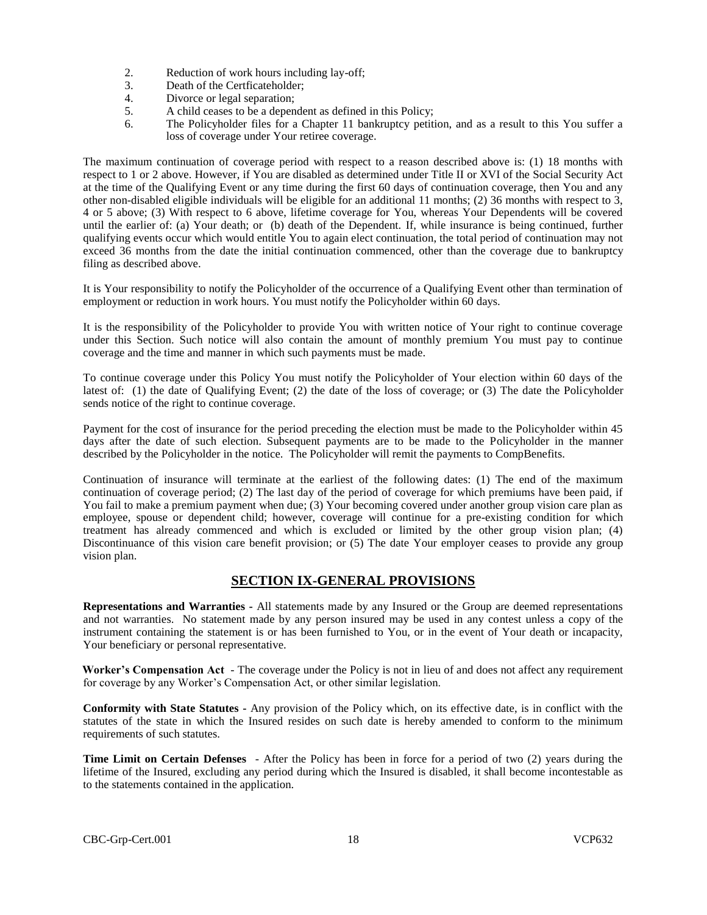2. Reduction of work hours including lay-off;
3. Death of the Certficateholder;
4. Divorce or legal separation;
5. A child ceases to be a dependent as defined in this Policy;
6. The Policyholder files for a Chapter 11 bankruptcy petition, and as a result to this You suffer a loss of coverage under Your retiree coverage.

The maximum continuation of coverage period with respect to a reason described above is: (1) 18 months with respect to 1 or 2 above. However, if You are disabled as determined under Title II or XVI of the Social Security Act at the time of the Qualifying Event or any time during the first 60 days of continuation coverage, then You and any other non-disabled eligible individuals will be eligible for an additional 11 months; (2) 36 months with respect to 3, 4 or 5 above; (3) With respect to 6 above, lifetime coverage for You, whereas Your Dependents will be covered until the earlier of: (a) Your death; or (b) death of the Dependent. If, while insurance is being continued, further qualifying events occur which would entitle You to again elect continuation, the total period of continuation may not exceed 36 months from the date the initial continuation commenced, other than the coverage due to bankruptcy filing as described above.

It is Your responsibility to notify the Policyholder of the occurrence of a Qualifying Event other than termination of employment or reduction in work hours. You must notify the Policyholder within 60 days.

It is the responsibility of the Policyholder to provide You with written notice of Your right to continue coverage under this Section. Such notice will also contain the amount of monthly premium You must pay to continue coverage and the time and manner in which such payments must be made.

To continue coverage under this Policy You must notify the Policyholder of Your election within 60 days of the latest of: (1) the date of Qualifying Event; (2) the date of the loss of coverage; or (3) The date the Policyholder sends notice of the right to continue coverage.

Payment for the cost of insurance for the period preceding the election must be made to the Policyholder within 45 days after the date of such election. Subsequent payments are to be made to the Policyholder in the manner described by the Policyholder in the notice. The Policyholder will remit the payments to CompBenefits.

Continuation of insurance will terminate at the earliest of the following dates: (1) The end of the maximum continuation of coverage period; (2) The last day of the period of coverage for which premiums have been paid, if You fail to make a premium payment when due; (3) Your becoming covered under another group vision care plan as employee, spouse or dependent child; however, coverage will continue for a pre-existing condition for which treatment has already commenced and which is excluded or limited by the other group vision plan; (4) Discontinuance of this vision care benefit provision; or (5) The date Your employer ceases to provide any group vision plan.

## SECTION IX-GENERAL PROVISIONS

**Representations and Warranties -** All statements made by any Insured or the Group are deemed representations and not warranties. No statement made by any person insured may be used in any contest unless a copy of the instrument containing the statement is or has been furnished to You, or in the event of Your death or incapacity, Your beneficiary or personal representative.

**Worker's Compensation Act** - The coverage under the Policy is not in lieu of and does not affect any requirement for coverage by any Worker's Compensation Act, or other similar legislation.

**Conformity with State Statutes -** Any provision of the Policy which, on its effective date, is in conflict with the statutes of the state in which the Insured resides on such date is hereby amended to conform to the minimum requirements of such statutes.

**Time Limit on Certain Defenses** - After the Policy has been in force for a period of two (2) years during the lifetime of the Insured, excluding any period during which the Insured is disabled, it shall become incontestable as to the statements contained in the application.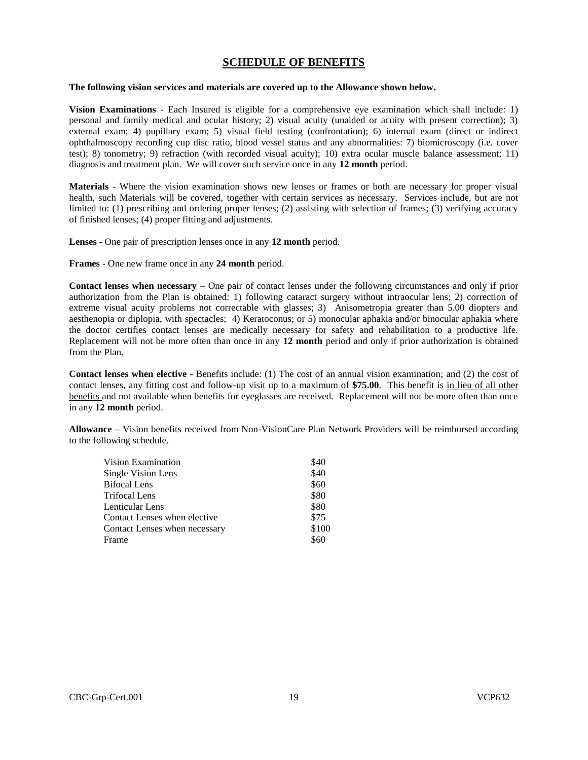# SCHEDULE OF BENEFITS

**The following vision services and materials are covered up to the Allowance shown below.**

**Vision Examinations** - Each Insured is eligible for a comprehensive eye examination which shall include: 1) personal and family medical and ocular history; 2) visual acuity (unaided or acuity with present correction); 3) external exam; 4) pupillary exam; 5) visual field testing (confrontation); 6) internal exam (direct or indirect ophthalmoscopy recording cup disc ratio, blood vessel status and any abnormalities: 7) biomicroscopy (i.e. cover test); 8) tonometry; 9) refraction (with recorded visual acuity); 10) extra ocular muscle balance assessment; 11) diagnosis and treatment plan. We will cover such service once in any **12 month** period.

**Materials** - Where the vision examination shows new lenses or frames or both are necessary for proper visual health, such Materials will be covered, together with certain services as necessary. Services include, but are not limited to: (1) prescribing and ordering proper lenses; (2) assisting with selection of frames; (3) verifying accuracy of finished lenses; (4) proper fitting and adjustments.

**Lenses** - One pair of prescription lenses once in any **12 month** period.

**Frames** - One new frame once in any **24 month** period.

**Contact lenses when necessary** – One pair of contact lenses under the following circumstances and only if prior authorization from the Plan is obtained: 1) following cataract surgery without intraocular lens; 2) correction of extreme visual acuity problems not correctable with glasses; 3) Anisometropia greater than 5.00 diopters and aesthenopia or diplopia, with spectacles; 4) Keratoconus; or 5) monocular aphakia and/or binocular aphakia where the doctor certifies contact lenses are medically necessary for safety and rehabilitation to a productive life. Replacement will not be more often than once in any **12 month** period and only if prior authorization is obtained from the Plan.

**Contact lenses when elective -** Benefits include: (1) The cost of an annual vision examination; and (2) the cost of contact lenses, any fitting cost and follow-up visit up to a maximum of **$75.00**. This benefit is in lieu of all other benefits and not available when benefits for eyeglasses are received. Replacement will not be more often than once in any **12 month** period.

**Allowance –** Vision benefits received from Non-VisionCare Plan Network Providers will be reimbursed according to the following schedule.

| | |
|---|---|
| Vision Examination | $40 |
| Single Vision Lens | $40 |
| Bifocal Lens | $60 |
| Trifocal Lens | $80 |
| Lenticular Lens | $80 |
| Contact Lenses when elective | $75 |
| Contact Lenses when necessary | $100 |
| Frame | $60 |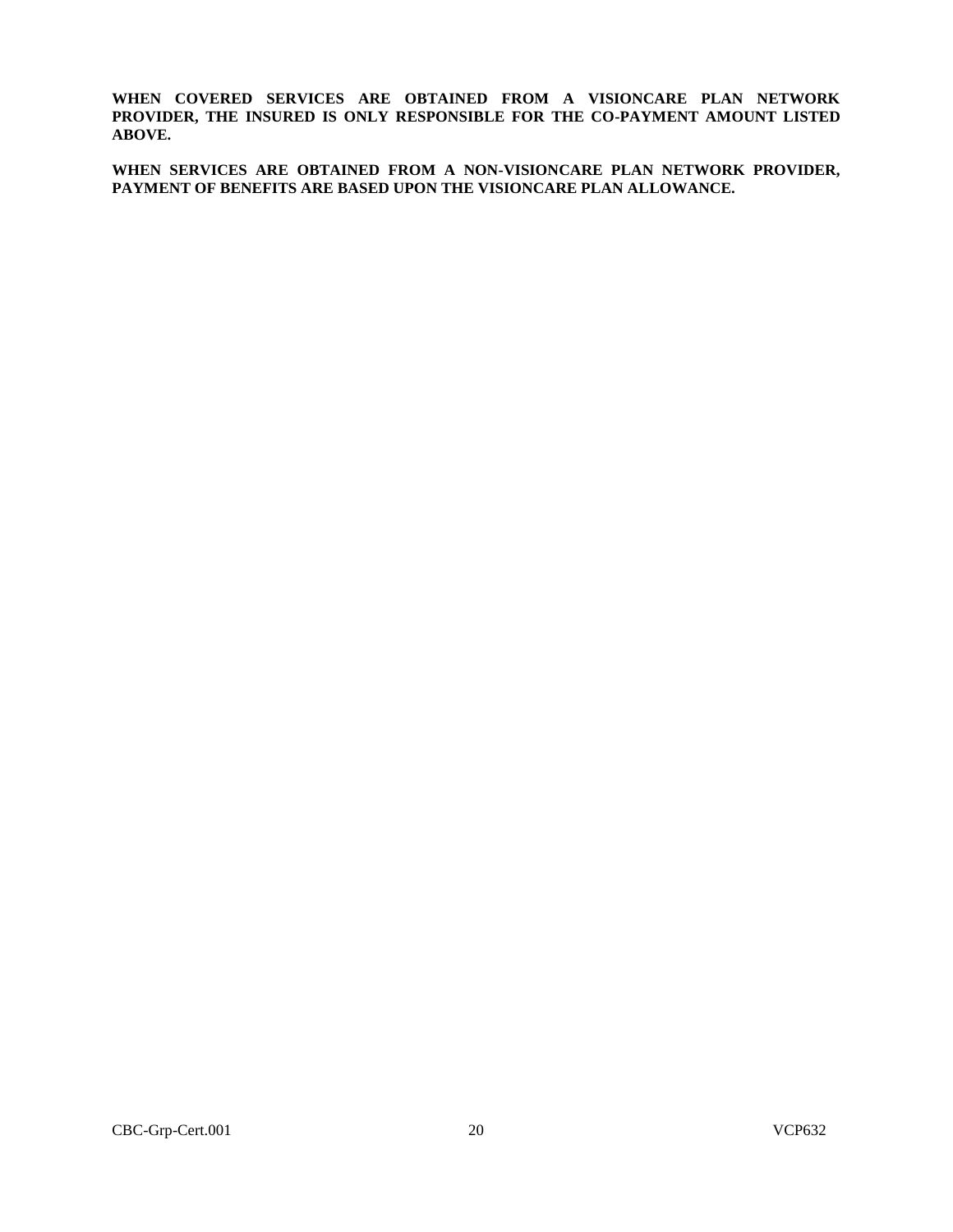**WHEN COVERED SERVICES ARE OBTAINED FROM A VISIONCARE PLAN NETWORK PROVIDER, THE INSURED IS ONLY RESPONSIBLE FOR THE CO-PAYMENT AMOUNT LISTED ABOVE.**

**WHEN SERVICES ARE OBTAINED FROM A NON-VISIONCARE PLAN NETWORK PROVIDER, PAYMENT OF BENEFITS ARE BASED UPON THE VISIONCARE PLAN ALLOWANCE.**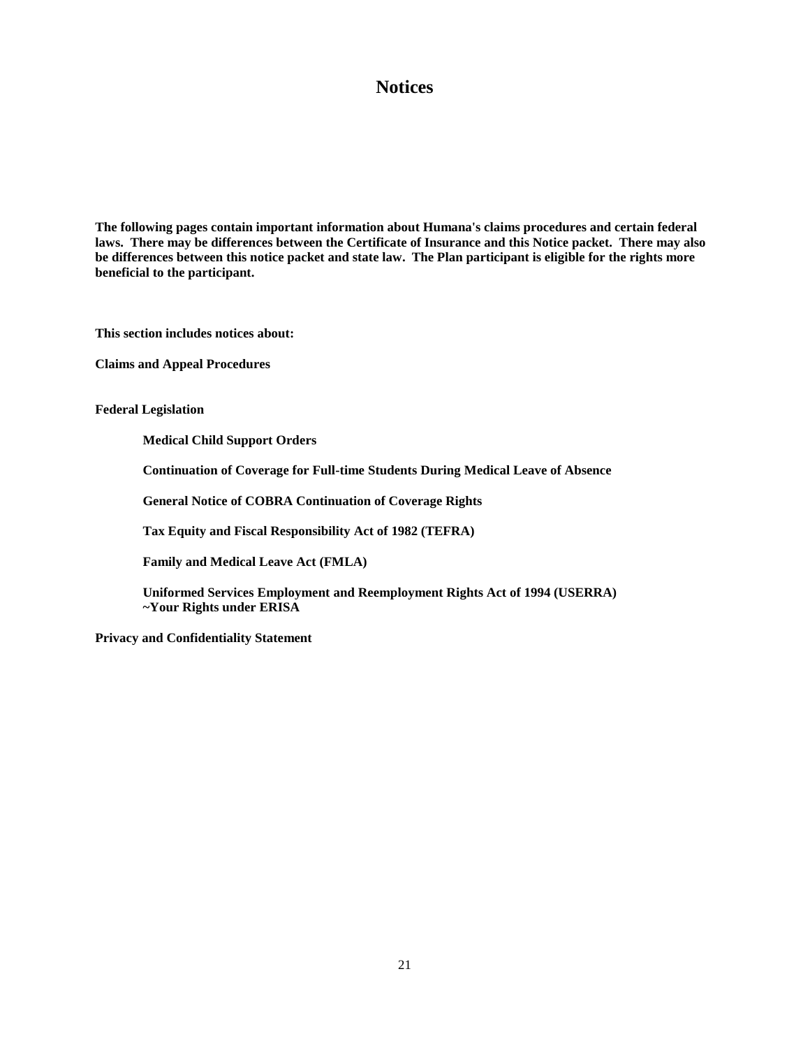# Notices

**The following pages contain important information about Humana's claims procedures and certain federal laws. There may be differences between the Certificate of Insurance and this Notice packet. There may also be differences between this notice packet and state law. The Plan participant is eligible for the rights more beneficial to the participant.**

**This section includes notices about:**

**Claims and Appeal Procedures**

**Federal Legislation**

- **Medical Child Support Orders**
- **Continuation of Coverage for Full-time Students During Medical Leave of Absence**
- **General Notice of COBRA Continuation of Coverage Rights**
- **Tax Equity and Fiscal Responsibility Act of 1982 (TEFRA)**
- **Family and Medical Leave Act (FMLA)**
- **Uniformed Services Employment and Reemployment Rights Act of 1994 (USERRA)**
  **~Your Rights under ERISA**

**Privacy and Confidentiality Statement**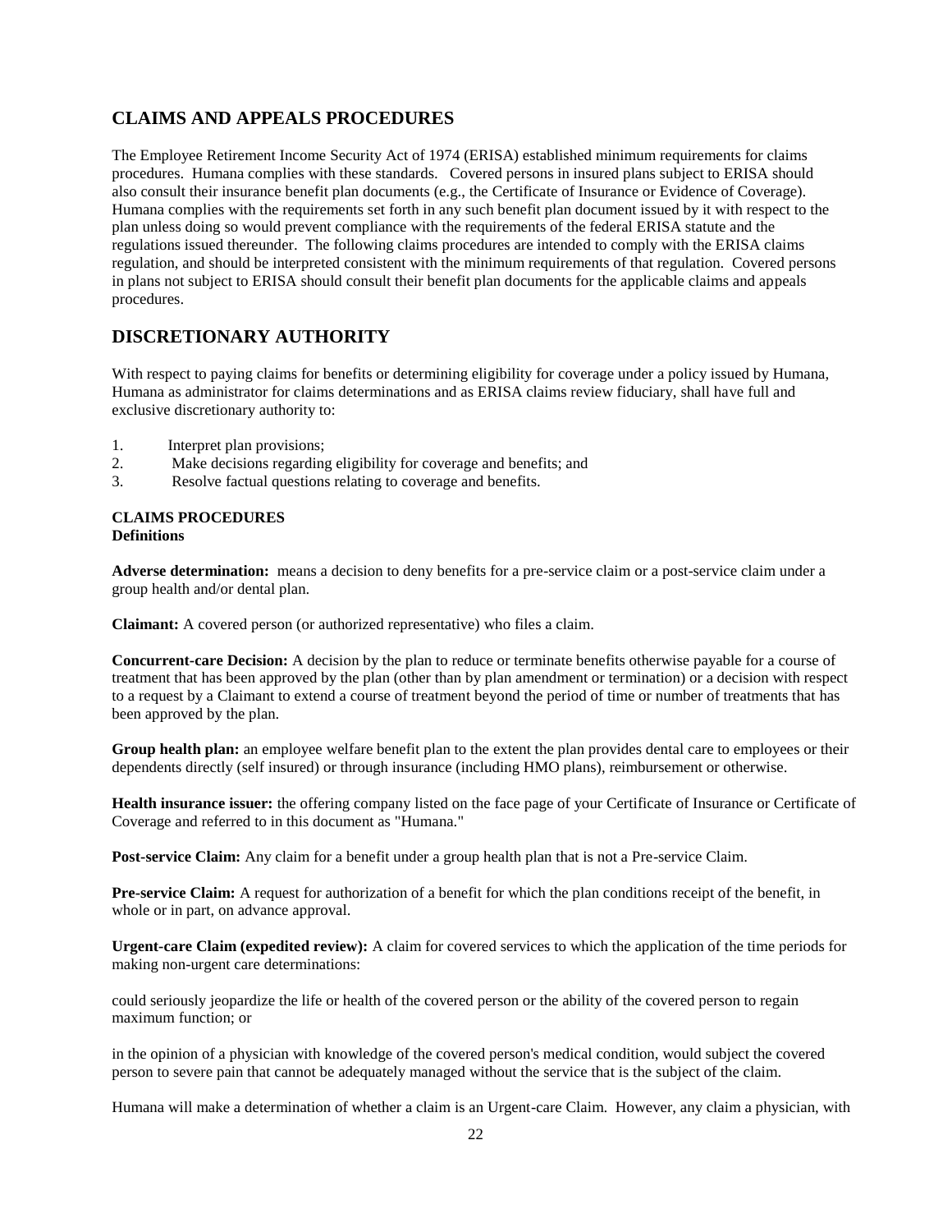## CLAIMS AND APPEALS PROCEDURES

The Employee Retirement Income Security Act of 1974 (ERISA) established minimum requirements for claims procedures. Humana complies with these standards. Covered persons in insured plans subject to ERISA should also consult their insurance benefit plan documents (e.g., the Certificate of Insurance or Evidence of Coverage). Humana complies with the requirements set forth in any such benefit plan document issued by it with respect to the plan unless doing so would prevent compliance with the requirements of the federal ERISA statute and the regulations issued thereunder. The following claims procedures are intended to comply with the ERISA claims regulation, and should be interpreted consistent with the minimum requirements of that regulation. Covered persons in plans not subject to ERISA should consult their benefit plan documents for the applicable claims and appeals procedures.

## DISCRETIONARY AUTHORITY

With respect to paying claims for benefits or determining eligibility for coverage under a policy issued by Humana, Humana as administrator for claims determinations and as ERISA claims review fiduciary, shall have full and exclusive discretionary authority to:

1. Interpret plan provisions;
2. Make decisions regarding eligibility for coverage and benefits; and
3. Resolve factual questions relating to coverage and benefits.

**CLAIMS PROCEDURES**
**Definitions**

**Adverse determination:** means a decision to deny benefits for a pre-service claim or a post-service claim under a group health and/or dental plan.

**Claimant:** A covered person (or authorized representative) who files a claim.

**Concurrent-care Decision:** A decision by the plan to reduce or terminate benefits otherwise payable for a course of treatment that has been approved by the plan (other than by plan amendment or termination) or a decision with respect to a request by a Claimant to extend a course of treatment beyond the period of time or number of treatments that has been approved by the plan.

**Group health plan:** an employee welfare benefit plan to the extent the plan provides dental care to employees or their dependents directly (self insured) or through insurance (including HMO plans), reimbursement or otherwise.

**Health insurance issuer:** the offering company listed on the face page of your Certificate of Insurance or Certificate of Coverage and referred to in this document as "Humana."

**Post-service Claim:** Any claim for a benefit under a group health plan that is not a Pre-service Claim.

**Pre-service Claim:** A request for authorization of a benefit for which the plan conditions receipt of the benefit, in whole or in part, on advance approval.

**Urgent-care Claim (expedited review):** A claim for covered services to which the application of the time periods for making non-urgent care determinations:

could seriously jeopardize the life or health of the covered person or the ability of the covered person to regain maximum function; or

in the opinion of a physician with knowledge of the covered person's medical condition, would subject the covered person to severe pain that cannot be adequately managed without the service that is the subject of the claim.

Humana will make a determination of whether a claim is an Urgent-care Claim. However, any claim a physician, with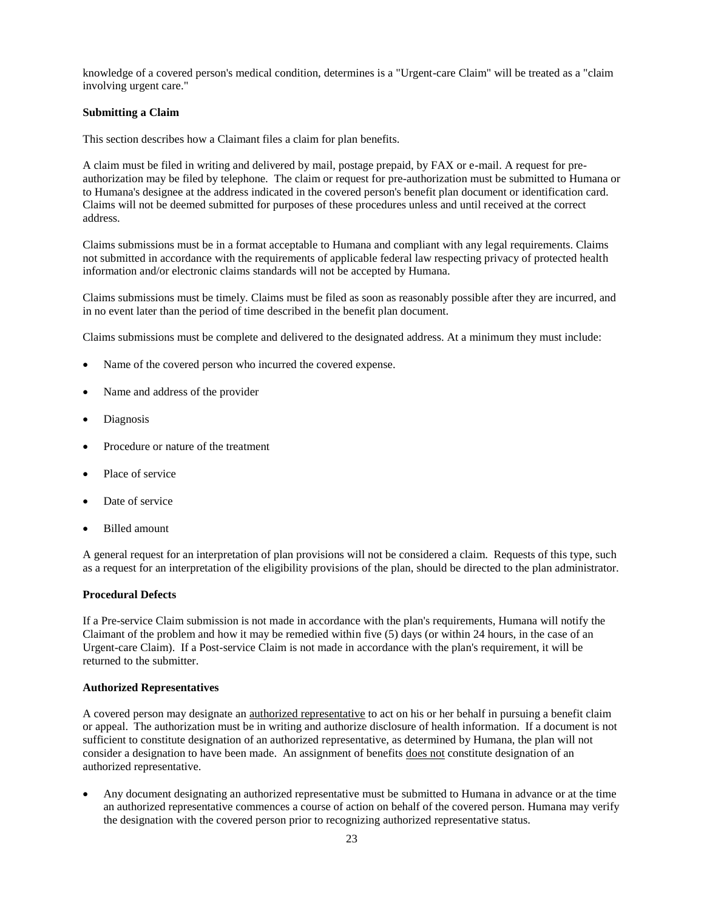knowledge of a covered person's medical condition, determines is a "Urgent-care Claim" will be treated as a "claim involving urgent care."

**Submitting a Claim**

This section describes how a Claimant files a claim for plan benefits.

A claim must be filed in writing and delivered by mail, postage prepaid, by FAX or e-mail. A request for pre-authorization may be filed by telephone. The claim or request for pre-authorization must be submitted to Humana or to Humana's designee at the address indicated in the covered person's benefit plan document or identification card. Claims will not be deemed submitted for purposes of these procedures unless and until received at the correct address.

Claims submissions must be in a format acceptable to Humana and compliant with any legal requirements. Claims not submitted in accordance with the requirements of applicable federal law respecting privacy of protected health information and/or electronic claims standards will not be accepted by Humana.

Claims submissions must be timely. Claims must be filed as soon as reasonably possible after they are incurred, and in no event later than the period of time described in the benefit plan document.

Claims submissions must be complete and delivered to the designated address. At a minimum they must include:

- Name of the covered person who incurred the covered expense.
- Name and address of the provider
- Diagnosis
- Procedure or nature of the treatment
- Place of service
- Date of service
- Billed amount

A general request for an interpretation of plan provisions will not be considered a claim. Requests of this type, such as a request for an interpretation of the eligibility provisions of the plan, should be directed to the plan administrator.

**Procedural Defects**

If a Pre-service Claim submission is not made in accordance with the plan's requirements, Humana will notify the Claimant of the problem and how it may be remedied within five (5) days (or within 24 hours, in the case of an Urgent-care Claim). If a Post-service Claim is not made in accordance with the plan's requirement, it will be returned to the submitter.

**Authorized Representatives**

A covered person may designate an authorized representative to act on his or her behalf in pursuing a benefit claim or appeal. The authorization must be in writing and authorize disclosure of health information. If a document is not sufficient to constitute designation of an authorized representative, as determined by Humana, the plan will not consider a designation to have been made. An assignment of benefits does not constitute designation of an authorized representative.

- Any document designating an authorized representative must be submitted to Humana in advance or at the time an authorized representative commences a course of action on behalf of the covered person. Humana may verify the designation with the covered person prior to recognizing authorized representative status.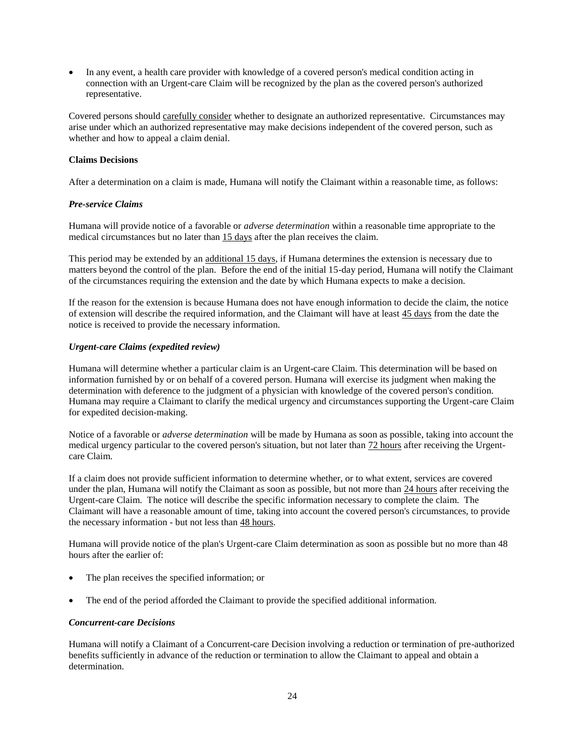- In any event, a health care provider with knowledge of a covered person's medical condition acting in connection with an Urgent-care Claim will be recognized by the plan as the covered person's authorized representative.

Covered persons should carefully consider whether to designate an authorized representative. Circumstances may arise under which an authorized representative may make decisions independent of the covered person, such as whether and how to appeal a claim denial.

**Claims Decisions**

After a determination on a claim is made, Humana will notify the Claimant within a reasonable time, as follows:

***Pre-service Claims***

Humana will provide notice of a favorable or *adverse determination* within a reasonable time appropriate to the medical circumstances but no later than 15 days after the plan receives the claim.

This period may be extended by an additional 15 days, if Humana determines the extension is necessary due to matters beyond the control of the plan. Before the end of the initial 15-day period, Humana will notify the Claimant of the circumstances requiring the extension and the date by which Humana expects to make a decision.

If the reason for the extension is because Humana does not have enough information to decide the claim, the notice of extension will describe the required information, and the Claimant will have at least 45 days from the date the notice is received to provide the necessary information.

***Urgent-care Claims (expedited review)***

Humana will determine whether a particular claim is an Urgent-care Claim. This determination will be based on information furnished by or on behalf of a covered person. Humana will exercise its judgment when making the determination with deference to the judgment of a physician with knowledge of the covered person's condition. Humana may require a Claimant to clarify the medical urgency and circumstances supporting the Urgent-care Claim for expedited decision-making.

Notice of a favorable or *adverse determination* will be made by Humana as soon as possible, taking into account the medical urgency particular to the covered person's situation, but not later than 72 hours after receiving the Urgent-care Claim.

If a claim does not provide sufficient information to determine whether, or to what extent, services are covered under the plan, Humana will notify the Claimant as soon as possible, but not more than 24 hours after receiving the Urgent-care Claim. The notice will describe the specific information necessary to complete the claim. The Claimant will have a reasonable amount of time, taking into account the covered person's circumstances, to provide the necessary information - but not less than 48 hours.

Humana will provide notice of the plan's Urgent-care Claim determination as soon as possible but no more than 48 hours after the earlier of:

- The plan receives the specified information; or
- The end of the period afforded the Claimant to provide the specified additional information.

***Concurrent-care Decisions***

Humana will notify a Claimant of a Concurrent-care Decision involving a reduction or termination of pre-authorized benefits sufficiently in advance of the reduction or termination to allow the Claimant to appeal and obtain a determination.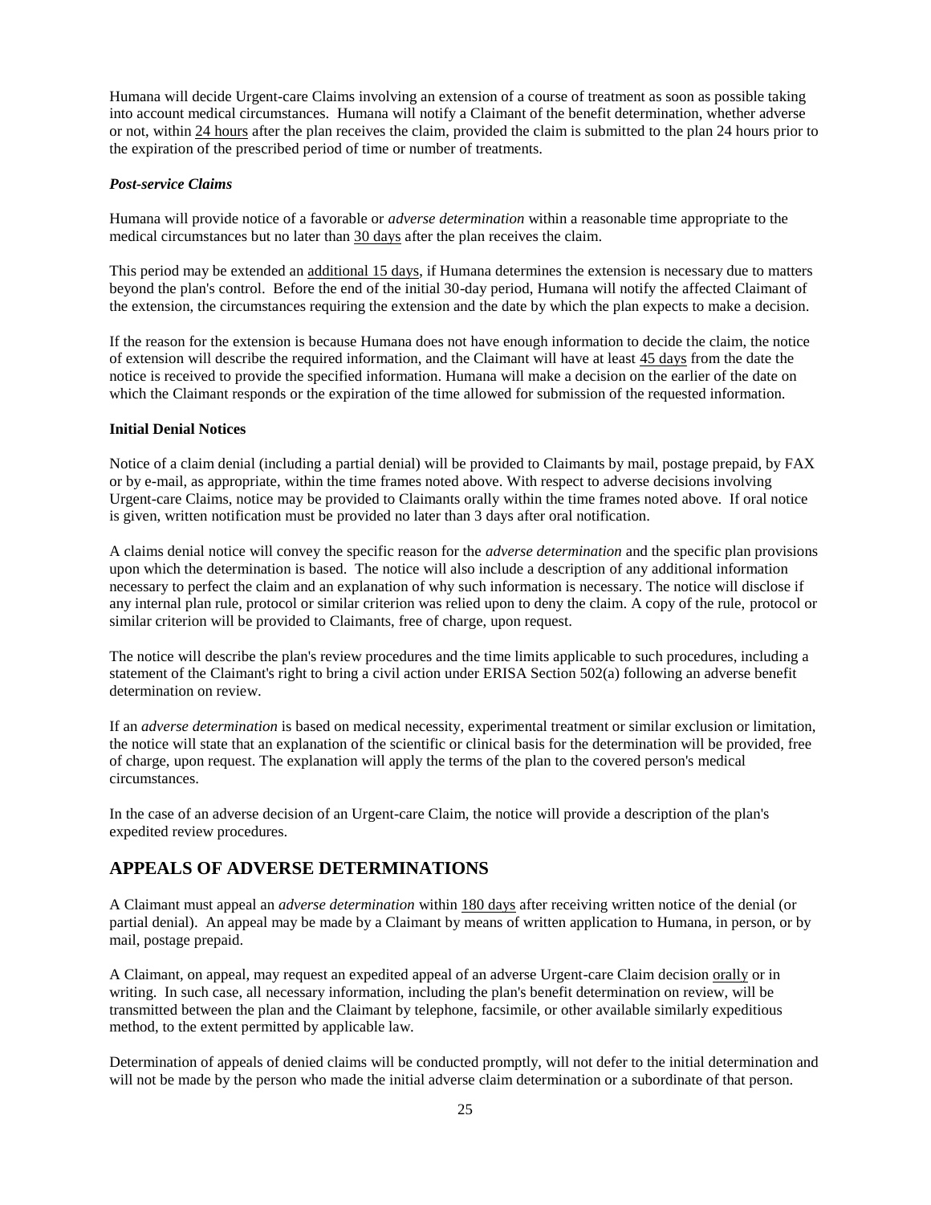Humana will decide Urgent-care Claims involving an extension of a course of treatment as soon as possible taking into account medical circumstances. Humana will notify a Claimant of the benefit determination, whether adverse or not, within <u>24 hours</u> after the plan receives the claim, provided the claim is submitted to the plan 24 hours prior to the expiration of the prescribed period of time or number of treatments.

***Post-service Claims***

Humana will provide notice of a favorable or *adverse determination* within a reasonable time appropriate to the medical circumstances but no later than <u>30 days</u> after the plan receives the claim.

This period may be extended an <u>additional 15 days</u>, if Humana determines the extension is necessary due to matters beyond the plan's control. Before the end of the initial 30-day period, Humana will notify the affected Claimant of the extension, the circumstances requiring the extension and the date by which the plan expects to make a decision.

If the reason for the extension is because Humana does not have enough information to decide the claim, the notice of extension will describe the required information, and the Claimant will have at least <u>45 days</u> from the date the notice is received to provide the specified information. Humana will make a decision on the earlier of the date on which the Claimant responds or the expiration of the time allowed for submission of the requested information.

**Initial Denial Notices**

Notice of a claim denial (including a partial denial) will be provided to Claimants by mail, postage prepaid, by FAX or by e-mail, as appropriate, within the time frames noted above. With respect to adverse decisions involving Urgent-care Claims, notice may be provided to Claimants orally within the time frames noted above. If oral notice is given, written notification must be provided no later than 3 days after oral notification.

A claims denial notice will convey the specific reason for the *adverse determination* and the specific plan provisions upon which the determination is based. The notice will also include a description of any additional information necessary to perfect the claim and an explanation of why such information is necessary. The notice will disclose if any internal plan rule, protocol or similar criterion was relied upon to deny the claim. A copy of the rule, protocol or similar criterion will be provided to Claimants, free of charge, upon request.

The notice will describe the plan's review procedures and the time limits applicable to such procedures, including a statement of the Claimant's right to bring a civil action under ERISA Section 502(a) following an adverse benefit determination on review.

If an *adverse determination* is based on medical necessity, experimental treatment or similar exclusion or limitation, the notice will state that an explanation of the scientific or clinical basis for the determination will be provided, free of charge, upon request. The explanation will apply the terms of the plan to the covered person's medical circumstances.

In the case of an adverse decision of an Urgent-care Claim, the notice will provide a description of the plan's expedited review procedures.

## APPEALS OF ADVERSE DETERMINATIONS

A Claimant must appeal an *adverse determination* within <u>180 days</u> after receiving written notice of the denial (or partial denial). An appeal may be made by a Claimant by means of written application to Humana, in person, or by mail, postage prepaid.

A Claimant, on appeal, may request an expedited appeal of an adverse Urgent-care Claim decision <u>orally</u> or in writing. In such case, all necessary information, including the plan's benefit determination on review, will be transmitted between the plan and the Claimant by telephone, facsimile, or other available similarly expeditious method, to the extent permitted by applicable law.

Determination of appeals of denied claims will be conducted promptly, will not defer to the initial determination and will not be made by the person who made the initial adverse claim determination or a subordinate of that person.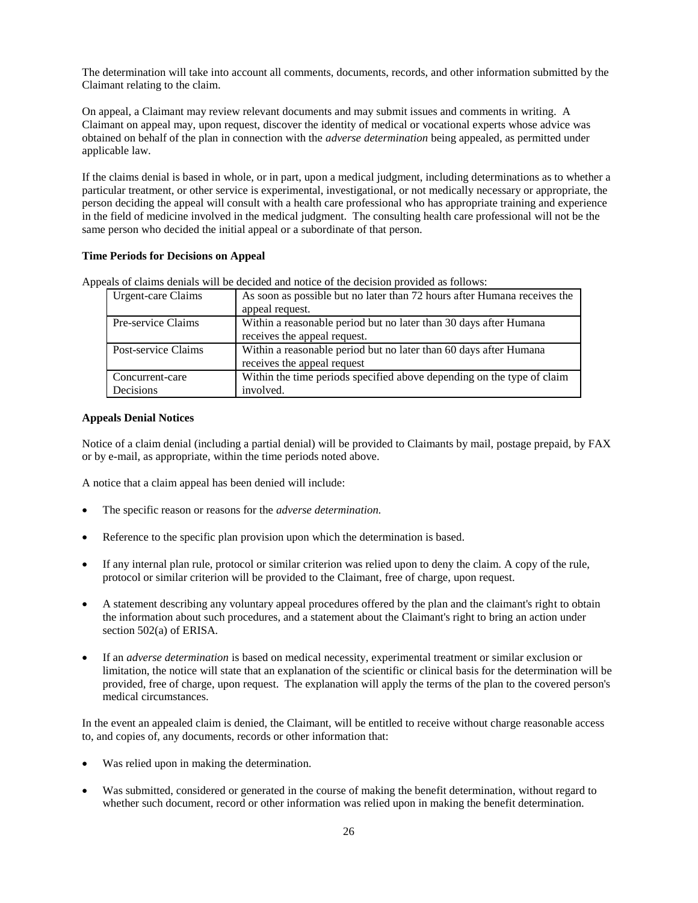The determination will take into account all comments, documents, records, and other information submitted by the Claimant relating to the claim.

On appeal, a Claimant may review relevant documents and may submit issues and comments in writing. A Claimant on appeal may, upon request, discover the identity of medical or vocational experts whose advice was obtained on behalf of the plan in connection with the *adverse determination* being appealed, as permitted under applicable law.

If the claims denial is based in whole, or in part, upon a medical judgment, including determinations as to whether a particular treatment, or other service is experimental, investigational, or not medically necessary or appropriate, the person deciding the appeal will consult with a health care professional who has appropriate training and experience in the field of medicine involved in the medical judgment. The consulting health care professional will not be the same person who decided the initial appeal or a subordinate of that person.

**Time Periods for Decisions on Appeal**

Appeals of claims denials will be decided and notice of the decision provided as follows:

| | |
|---|---|
| Urgent-care Claims | As soon as possible but no later than 72 hours after Humana receives the appeal request. |
| Pre-service Claims | Within a reasonable period but no later than 30 days after Humana receives the appeal request. |
| Post-service Claims | Within a reasonable period but no later than 60 days after Humana receives the appeal request |
| Concurrent-care Decisions | Within the time periods specified above depending on the type of claim involved. |

**Appeals Denial Notices**

Notice of a claim denial (including a partial denial) will be provided to Claimants by mail, postage prepaid, by FAX or by e-mail, as appropriate, within the time periods noted above.

A notice that a claim appeal has been denied will include:

- The specific reason or reasons for the *adverse determination.*
- Reference to the specific plan provision upon which the determination is based.
- If any internal plan rule, protocol or similar criterion was relied upon to deny the claim. A copy of the rule, protocol or similar criterion will be provided to the Claimant, free of charge, upon request.
- A statement describing any voluntary appeal procedures offered by the plan and the claimant's right to obtain the information about such procedures, and a statement about the Claimant's right to bring an action under section 502(a) of ERISA.
- If an *adverse determination* is based on medical necessity, experimental treatment or similar exclusion or limitation, the notice will state that an explanation of the scientific or clinical basis for the determination will be provided, free of charge, upon request. The explanation will apply the terms of the plan to the covered person's medical circumstances.

In the event an appealed claim is denied, the Claimant, will be entitled to receive without charge reasonable access to, and copies of, any documents, records or other information that:

- Was relied upon in making the determination.
- Was submitted, considered or generated in the course of making the benefit determination, without regard to whether such document, record or other information was relied upon in making the benefit determination.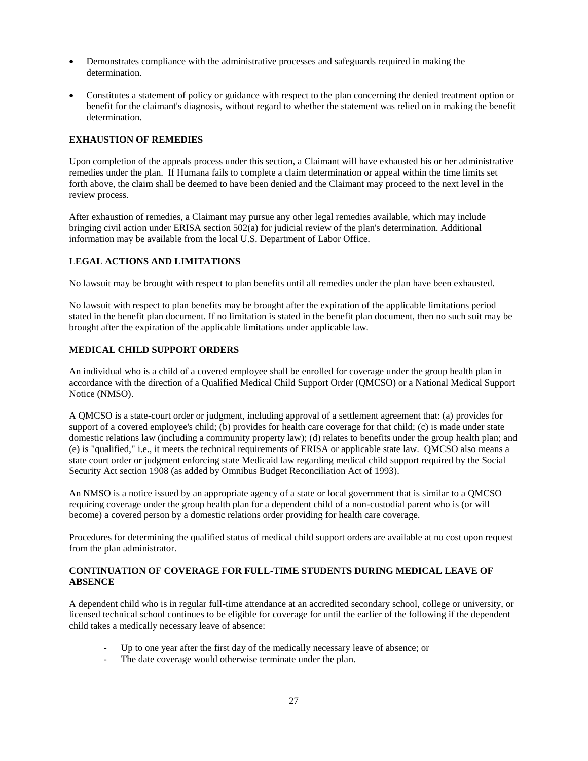- Demonstrates compliance with the administrative processes and safeguards required in making the determination.
- Constitutes a statement of policy or guidance with respect to the plan concerning the denied treatment option or benefit for the claimant's diagnosis, without regard to whether the statement was relied on in making the benefit determination.

**EXHAUSTION OF REMEDIES**

Upon completion of the appeals process under this section, a Claimant will have exhausted his or her administrative remedies under the plan. If Humana fails to complete a claim determination or appeal within the time limits set forth above, the claim shall be deemed to have been denied and the Claimant may proceed to the next level in the review process.

After exhaustion of remedies, a Claimant may pursue any other legal remedies available, which may include bringing civil action under ERISA section 502(a) for judicial review of the plan's determination. Additional information may be available from the local U.S. Department of Labor Office.

**LEGAL ACTIONS AND LIMITATIONS**

No lawsuit may be brought with respect to plan benefits until all remedies under the plan have been exhausted.

No lawsuit with respect to plan benefits may be brought after the expiration of the applicable limitations period stated in the benefit plan document. If no limitation is stated in the benefit plan document, then no such suit may be brought after the expiration of the applicable limitations under applicable law.

**MEDICAL CHILD SUPPORT ORDERS**

An individual who is a child of a covered employee shall be enrolled for coverage under the group health plan in accordance with the direction of a Qualified Medical Child Support Order (QMCSO) or a National Medical Support Notice (NMSO).

A QMCSO is a state-court order or judgment, including approval of a settlement agreement that: (a) provides for support of a covered employee's child; (b) provides for health care coverage for that child; (c) is made under state domestic relations law (including a community property law); (d) relates to benefits under the group health plan; and (e) is "qualified," i.e., it meets the technical requirements of ERISA or applicable state law. QMCSO also means a state court order or judgment enforcing state Medicaid law regarding medical child support required by the Social Security Act section 1908 (as added by Omnibus Budget Reconciliation Act of 1993).

An NMSO is a notice issued by an appropriate agency of a state or local government that is similar to a QMCSO requiring coverage under the group health plan for a dependent child of a non-custodial parent who is (or will become) a covered person by a domestic relations order providing for health care coverage.

Procedures for determining the qualified status of medical child support orders are available at no cost upon request from the plan administrator.

**CONTINUATION OF COVERAGE FOR FULL-TIME STUDENTS DURING MEDICAL LEAVE OF ABSENCE**

A dependent child who is in regular full-time attendance at an accredited secondary school, college or university, or licensed technical school continues to be eligible for coverage for until the earlier of the following if the dependent child takes a medically necessary leave of absence:

- Up to one year after the first day of the medically necessary leave of absence; or
- The date coverage would otherwise terminate under the plan.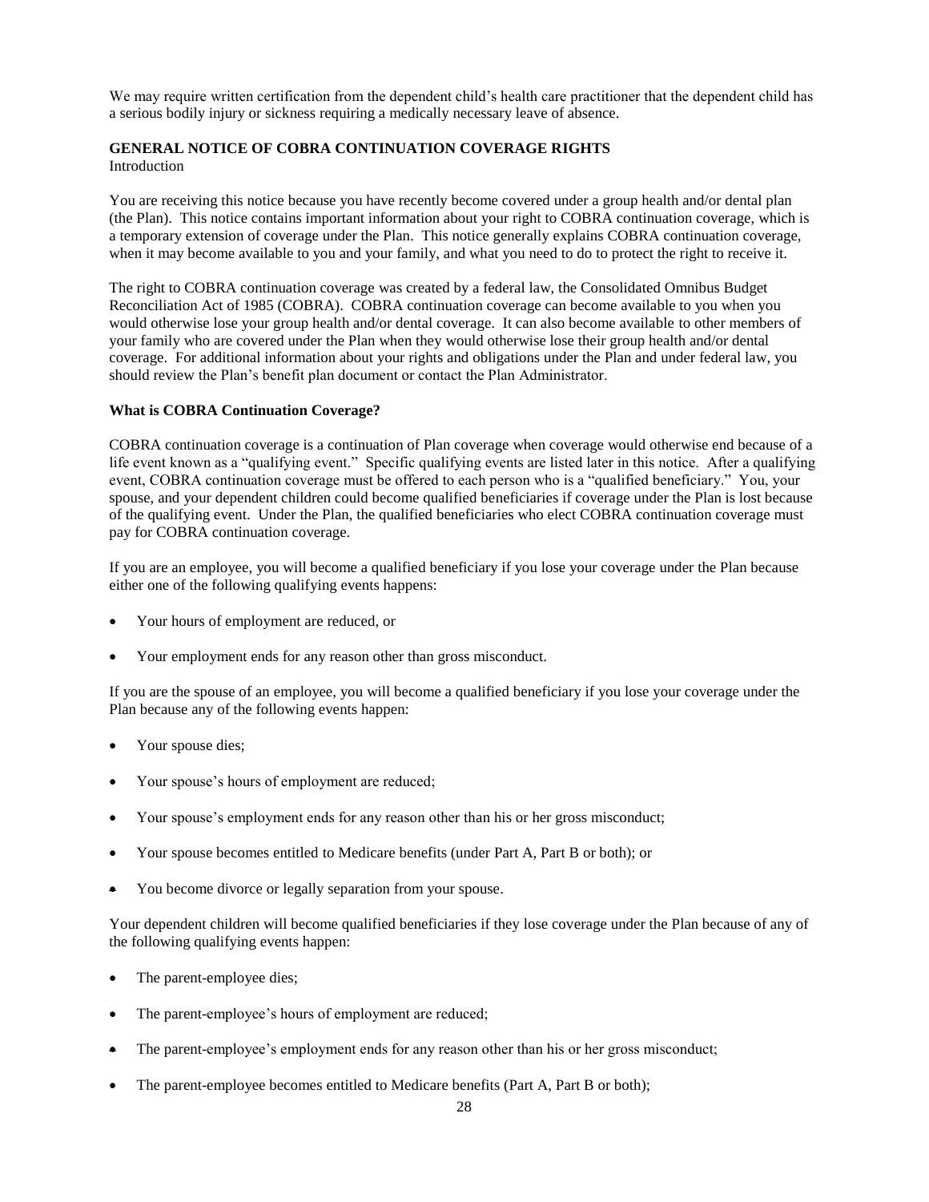We may require written certification from the dependent child's health care practitioner that the dependent child has a serious bodily injury or sickness requiring a medically necessary leave of absence.

## GENERAL NOTICE OF COBRA CONTINUATION COVERAGE RIGHTS

Introduction

You are receiving this notice because you have recently become covered under a group health and/or dental plan (the Plan). This notice contains important information about your right to COBRA continuation coverage, which is a temporary extension of coverage under the Plan. This notice generally explains COBRA continuation coverage, when it may become available to you and your family, and what you need to do to protect the right to receive it.

The right to COBRA continuation coverage was created by a federal law, the Consolidated Omnibus Budget Reconciliation Act of 1985 (COBRA). COBRA continuation coverage can become available to you when you would otherwise lose your group health and/or dental coverage. It can also become available to other members of your family who are covered under the Plan when they would otherwise lose their group health and/or dental coverage. For additional information about your rights and obligations under the Plan and under federal law, you should review the Plan's benefit plan document or contact the Plan Administrator.

### What is COBRA Continuation Coverage?

COBRA continuation coverage is a continuation of Plan coverage when coverage would otherwise end because of a life event known as a "qualifying event." Specific qualifying events are listed later in this notice. After a qualifying event, COBRA continuation coverage must be offered to each person who is a "qualified beneficiary." You, your spouse, and your dependent children could become qualified beneficiaries if coverage under the Plan is lost because of the qualifying event. Under the Plan, the qualified beneficiaries who elect COBRA continuation coverage must pay for COBRA continuation coverage.

If you are an employee, you will become a qualified beneficiary if you lose your coverage under the Plan because either one of the following qualifying events happens:

- Your hours of employment are reduced, or
- Your employment ends for any reason other than gross misconduct.

If you are the spouse of an employee, you will become a qualified beneficiary if you lose your coverage under the Plan because any of the following events happen:

- Your spouse dies;
- Your spouse's hours of employment are reduced;
- Your spouse's employment ends for any reason other than his or her gross misconduct;
- Your spouse becomes entitled to Medicare benefits (under Part A, Part B or both); or
- You become divorce or legally separation from your spouse.

Your dependent children will become qualified beneficiaries if they lose coverage under the Plan because of any of the following qualifying events happen:

- The parent-employee dies;
- The parent-employee's hours of employment are reduced;
- The parent-employee's employment ends for any reason other than his or her gross misconduct;
- The parent-employee becomes entitled to Medicare benefits (Part A, Part B or both);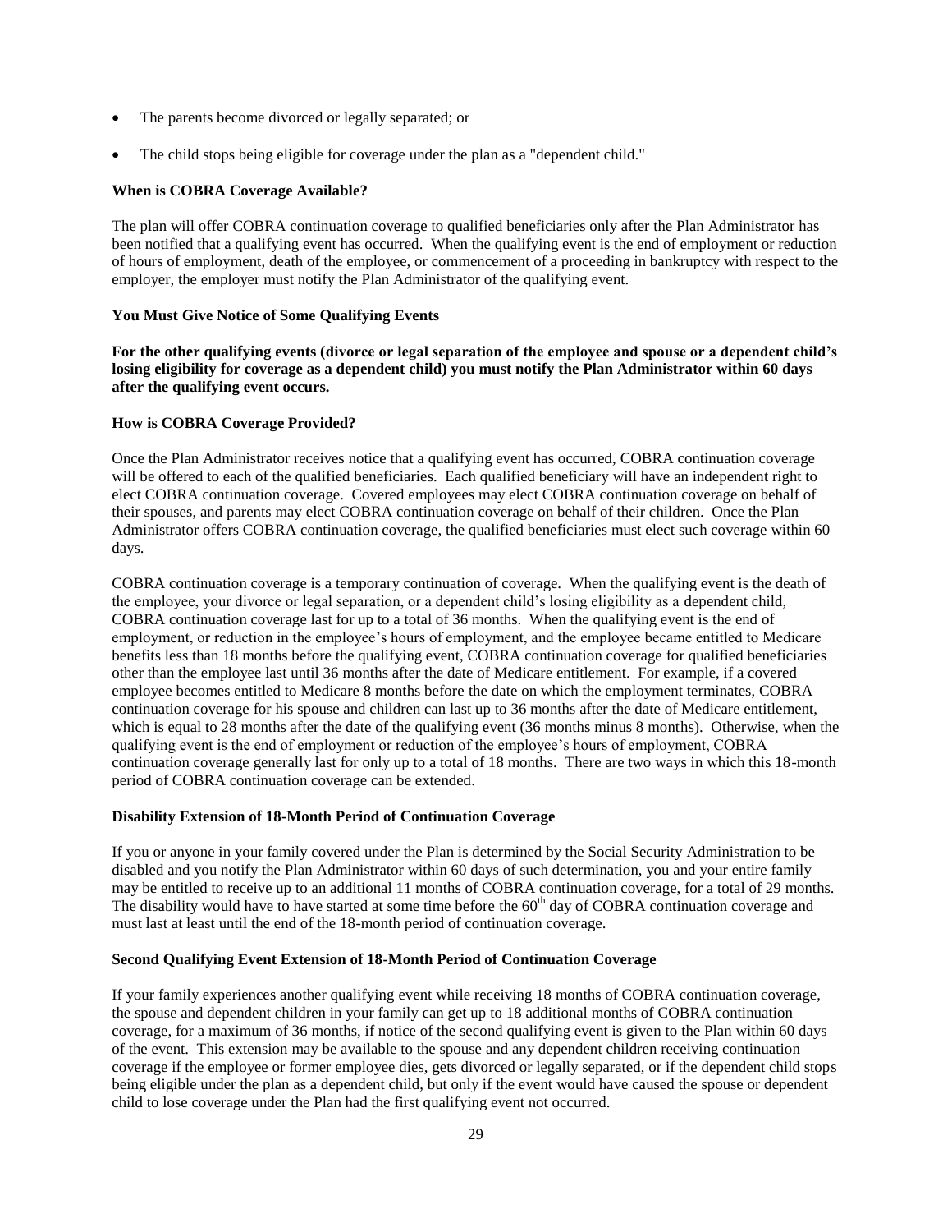- The parents become divorced or legally separated; or
- The child stops being eligible for coverage under the plan as a "dependent child."

### When is COBRA Coverage Available?

The plan will offer COBRA continuation coverage to qualified beneficiaries only after the Plan Administrator has been notified that a qualifying event has occurred. When the qualifying event is the end of employment or reduction of hours of employment, death of the employee, or commencement of a proceeding in bankruptcy with respect to the employer, the employer must notify the Plan Administrator of the qualifying event.

### You Must Give Notice of Some Qualifying Events

**For the other qualifying events (divorce or legal separation of the employee and spouse or a dependent child's losing eligibility for coverage as a dependent child) you must notify the Plan Administrator within 60 days after the qualifying event occurs.**

### How is COBRA Coverage Provided?

Once the Plan Administrator receives notice that a qualifying event has occurred, COBRA continuation coverage will be offered to each of the qualified beneficiaries. Each qualified beneficiary will have an independent right to elect COBRA continuation coverage. Covered employees may elect COBRA continuation coverage on behalf of their spouses, and parents may elect COBRA continuation coverage on behalf of their children. Once the Plan Administrator offers COBRA continuation coverage, the qualified beneficiaries must elect such coverage within 60 days.

COBRA continuation coverage is a temporary continuation of coverage. When the qualifying event is the death of the employee, your divorce or legal separation, or a dependent child's losing eligibility as a dependent child, COBRA continuation coverage last for up to a total of 36 months. When the qualifying event is the end of employment, or reduction in the employee's hours of employment, and the employee became entitled to Medicare benefits less than 18 months before the qualifying event, COBRA continuation coverage for qualified beneficiaries other than the employee last until 36 months after the date of Medicare entitlement. For example, if a covered employee becomes entitled to Medicare 8 months before the date on which the employment terminates, COBRA continuation coverage for his spouse and children can last up to 36 months after the date of Medicare entitlement, which is equal to 28 months after the date of the qualifying event (36 months minus 8 months). Otherwise, when the qualifying event is the end of employment or reduction of the employee's hours of employment, COBRA continuation coverage generally last for only up to a total of 18 months. There are two ways in which this 18-month period of COBRA continuation coverage can be extended.

### Disability Extension of 18-Month Period of Continuation Coverage

If you or anyone in your family covered under the Plan is determined by the Social Security Administration to be disabled and you notify the Plan Administrator within 60 days of such determination, you and your entire family may be entitled to receive up to an additional 11 months of COBRA continuation coverage, for a total of 29 months. The disability would have to have started at some time before the 60th day of COBRA continuation coverage and must last at least until the end of the 18-month period of continuation coverage.

### Second Qualifying Event Extension of 18-Month Period of Continuation Coverage

If your family experiences another qualifying event while receiving 18 months of COBRA continuation coverage, the spouse and dependent children in your family can get up to 18 additional months of COBRA continuation coverage, for a maximum of 36 months, if notice of the second qualifying event is given to the Plan within 60 days of the event. This extension may be available to the spouse and any dependent children receiving continuation coverage if the employee or former employee dies, gets divorced or legally separated, or if the dependent child stops being eligible under the plan as a dependent child, but only if the event would have caused the spouse or dependent child to lose coverage under the Plan had the first qualifying event not occurred.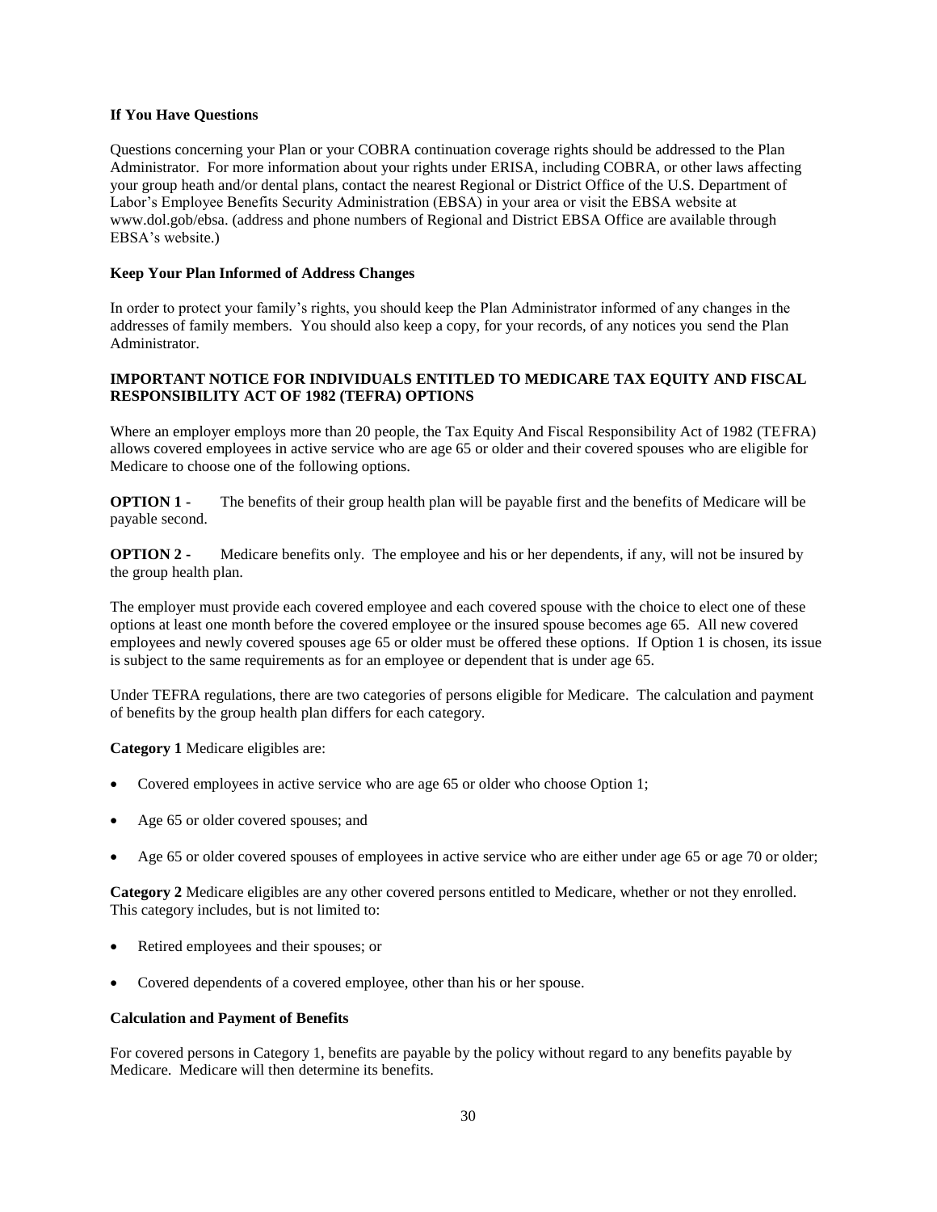**If You Have Questions**

Questions concerning your Plan or your COBRA continuation coverage rights should be addressed to the Plan Administrator. For more information about your rights under ERISA, including COBRA, or other laws affecting your group heath and/or dental plans, contact the nearest Regional or District Office of the U.S. Department of Labor's Employee Benefits Security Administration (EBSA) in your area or visit the EBSA website at www.dol.gob/ebsa. (address and phone numbers of Regional and District EBSA Office are available through EBSA's website.)

**Keep Your Plan Informed of Address Changes**

In order to protect your family's rights, you should keep the Plan Administrator informed of any changes in the addresses of family members. You should also keep a copy, for your records, of any notices you send the Plan Administrator.

**IMPORTANT NOTICE FOR INDIVIDUALS ENTITLED TO MEDICARE TAX EQUITY AND FISCAL RESPONSIBILITY ACT OF 1982 (TEFRA) OPTIONS**

Where an employer employs more than 20 people, the Tax Equity And Fiscal Responsibility Act of 1982 (TEFRA) allows covered employees in active service who are age 65 or older and their covered spouses who are eligible for Medicare to choose one of the following options.

**OPTION 1 -** The benefits of their group health plan will be payable first and the benefits of Medicare will be payable second.

**OPTION 2 -** Medicare benefits only. The employee and his or her dependents, if any, will not be insured by the group health plan.

The employer must provide each covered employee and each covered spouse with the choice to elect one of these options at least one month before the covered employee or the insured spouse becomes age 65. All new covered employees and newly covered spouses age 65 or older must be offered these options. If Option 1 is chosen, its issue is subject to the same requirements as for an employee or dependent that is under age 65.

Under TEFRA regulations, there are two categories of persons eligible for Medicare. The calculation and payment of benefits by the group health plan differs for each category.

**Category 1** Medicare eligibles are:

- Covered employees in active service who are age 65 or older who choose Option 1;
- Age 65 or older covered spouses; and
- Age 65 or older covered spouses of employees in active service who are either under age 65 or age 70 or older;

**Category 2** Medicare eligibles are any other covered persons entitled to Medicare, whether or not they enrolled. This category includes, but is not limited to:

- Retired employees and their spouses; or
- Covered dependents of a covered employee, other than his or her spouse.

**Calculation and Payment of Benefits**

For covered persons in Category 1, benefits are payable by the policy without regard to any benefits payable by Medicare. Medicare will then determine its benefits.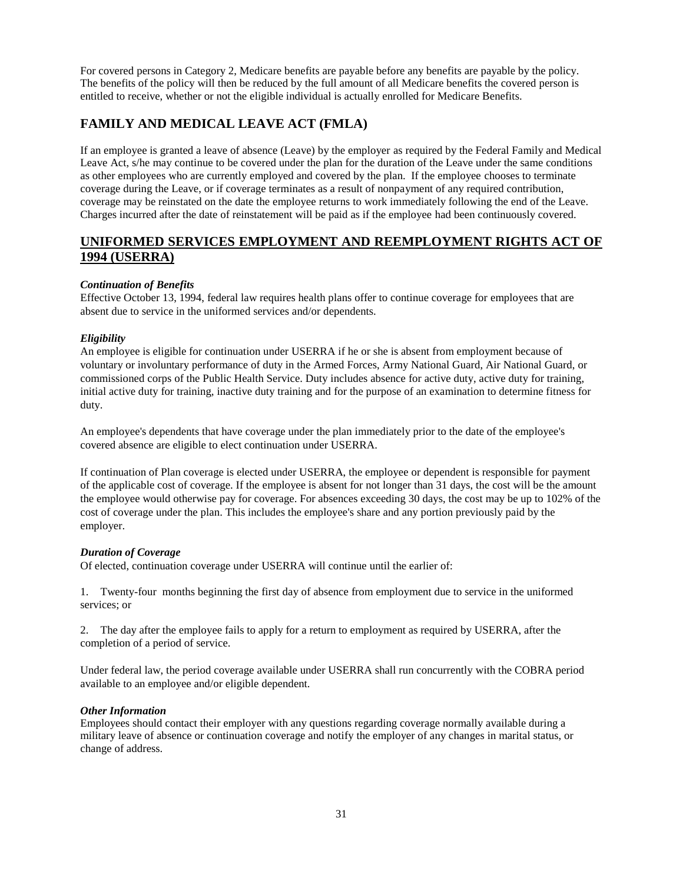For covered persons in Category 2, Medicare benefits are payable before any benefits are payable by the policy. The benefits of the policy will then be reduced by the full amount of all Medicare benefits the covered person is entitled to receive, whether or not the eligible individual is actually enrolled for Medicare Benefits.

## FAMILY AND MEDICAL LEAVE ACT (FMLA)

If an employee is granted a leave of absence (Leave) by the employer as required by the Federal Family and Medical Leave Act, s/he may continue to be covered under the plan for the duration of the Leave under the same conditions as other employees who are currently employed and covered by the plan. If the employee chooses to terminate coverage during the Leave, or if coverage terminates as a result of nonpayment of any required contribution, coverage may be reinstated on the date the employee returns to work immediately following the end of the Leave. Charges incurred after the date of reinstatement will be paid as if the employee had been continuously covered.

## UNIFORMED SERVICES EMPLOYMENT AND REEMPLOYMENT RIGHTS ACT OF 1994 (USERRA)

***Continuation of Benefits***
Effective October 13, 1994, federal law requires health plans offer to continue coverage for employees that are absent due to service in the uniformed services and/or dependents.

***Eligibility***
An employee is eligible for continuation under USERRA if he or she is absent from employment because of voluntary or involuntary performance of duty in the Armed Forces, Army National Guard, Air National Guard, or commissioned corps of the Public Health Service. Duty includes absence for active duty, active duty for training, initial active duty for training, inactive duty training and for the purpose of an examination to determine fitness for duty.

An employee's dependents that have coverage under the plan immediately prior to the date of the employee's covered absence are eligible to elect continuation under USERRA.

If continuation of Plan coverage is elected under USERRA, the employee or dependent is responsible for payment of the applicable cost of coverage. If the employee is absent for not longer than 31 days, the cost will be the amount the employee would otherwise pay for coverage. For absences exceeding 30 days, the cost may be up to 102% of the cost of coverage under the plan. This includes the employee's share and any portion previously paid by the employer.

***Duration of Coverage***
Of elected, continuation coverage under USERRA will continue until the earlier of:

1. Twenty-four months beginning the first day of absence from employment due to service in the uniformed services; or

2. The day after the employee fails to apply for a return to employment as required by USERRA, after the completion of a period of service.

Under federal law, the period coverage available under USERRA shall run concurrently with the COBRA period available to an employee and/or eligible dependent.

***Other Information***
Employees should contact their employer with any questions regarding coverage normally available during a military leave of absence or continuation coverage and notify the employer of any changes in marital status, or change of address.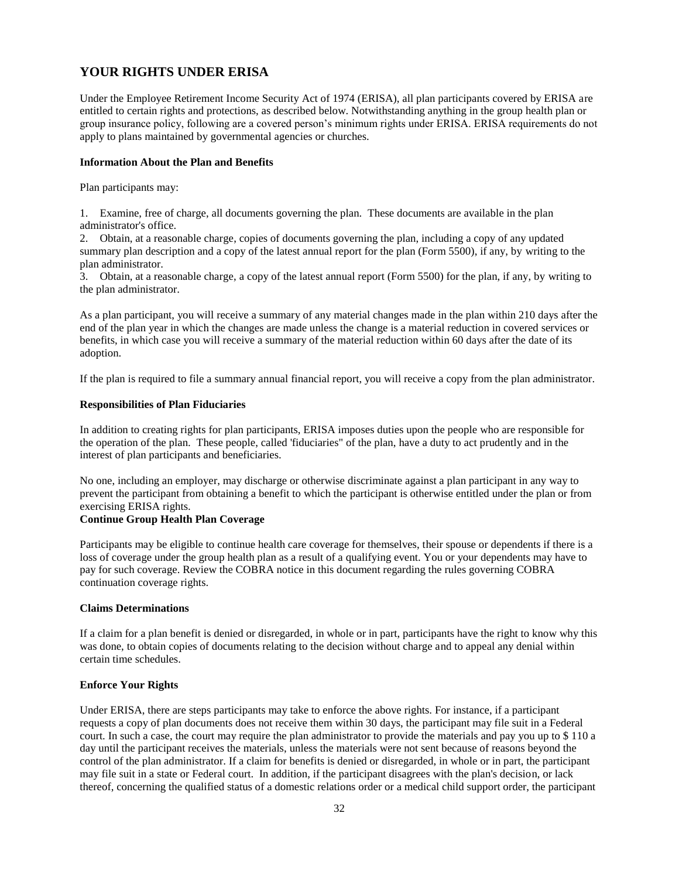## YOUR RIGHTS UNDER ERISA

Under the Employee Retirement Income Security Act of 1974 (ERISA), all plan participants covered by ERISA are entitled to certain rights and protections, as described below. Notwithstanding anything in the group health plan or group insurance policy, following are a covered person's minimum rights under ERISA. ERISA requirements do not apply to plans maintained by governmental agencies or churches.

**Information About the Plan and Benefits**

Plan participants may:

1. Examine, free of charge, all documents governing the plan. These documents are available in the plan administrator's office.
2. Obtain, at a reasonable charge, copies of documents governing the plan, including a copy of any updated summary plan description and a copy of the latest annual report for the plan (Form 5500), if any, by writing to the plan administrator.
3. Obtain, at a reasonable charge, a copy of the latest annual report (Form 5500) for the plan, if any, by writing to the plan administrator.

As a plan participant, you will receive a summary of any material changes made in the plan within 210 days after the end of the plan year in which the changes are made unless the change is a material reduction in covered services or benefits, in which case you will receive a summary of the material reduction within 60 days after the date of its adoption.

If the plan is required to file a summary annual financial report, you will receive a copy from the plan administrator.

**Responsibilities of Plan Fiduciaries**

In addition to creating rights for plan participants, ERISA imposes duties upon the people who are responsible for the operation of the plan. These people, called 'fiduciaries" of the plan, have a duty to act prudently and in the interest of plan participants and beneficiaries.

No one, including an employer, may discharge or otherwise discriminate against a plan participant in any way to prevent the participant from obtaining a benefit to which the participant is otherwise entitled under the plan or from exercising ERISA rights.

**Continue Group Health Plan Coverage**

Participants may be eligible to continue health care coverage for themselves, their spouse or dependents if there is a loss of coverage under the group health plan as a result of a qualifying event. You or your dependents may have to pay for such coverage. Review the COBRA notice in this document regarding the rules governing COBRA continuation coverage rights.

**Claims Determinations**

If a claim for a plan benefit is denied or disregarded, in whole or in part, participants have the right to know why this was done, to obtain copies of documents relating to the decision without charge and to appeal any denial within certain time schedules.

**Enforce Your Rights**

Under ERISA, there are steps participants may take to enforce the above rights. For instance, if a participant requests a copy of plan documents does not receive them within 30 days, the participant may file suit in a Federal court. In such a case, the court may require the plan administrator to provide the materials and pay you up to $ 110 a day until the participant receives the materials, unless the materials were not sent because of reasons beyond the control of the plan administrator. If a claim for benefits is denied or disregarded, in whole or in part, the participant may file suit in a state or Federal court. In addition, if the participant disagrees with the plan's decision, or lack thereof, concerning the qualified status of a domestic relations order or a medical child support order, the participant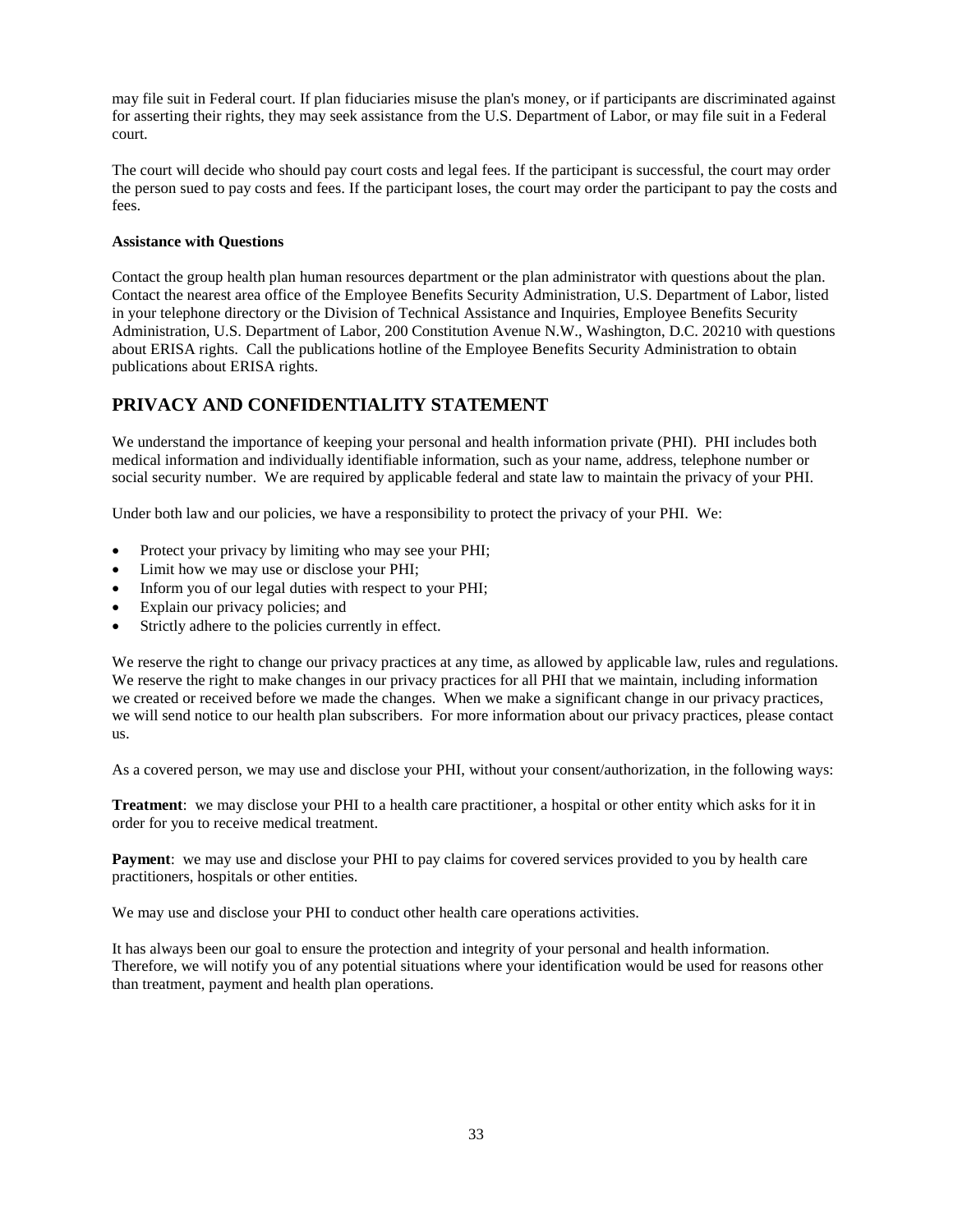may file suit in Federal court. If plan fiduciaries misuse the plan's money, or if participants are discriminated against for asserting their rights, they may seek assistance from the U.S. Department of Labor, or may file suit in a Federal court.

The court will decide who should pay court costs and legal fees. If the participant is successful, the court may order the person sued to pay costs and fees. If the participant loses, the court may order the participant to pay the costs and fees.

**Assistance with Questions**

Contact the group health plan human resources department or the plan administrator with questions about the plan. Contact the nearest area office of the Employee Benefits Security Administration, U.S. Department of Labor, listed in your telephone directory or the Division of Technical Assistance and Inquiries, Employee Benefits Security Administration, U.S. Department of Labor, 200 Constitution Avenue N.W., Washington, D.C. 20210 with questions about ERISA rights. Call the publications hotline of the Employee Benefits Security Administration to obtain publications about ERISA rights.

## PRIVACY AND CONFIDENTIALITY STATEMENT

We understand the importance of keeping your personal and health information private (PHI). PHI includes both medical information and individually identifiable information, such as your name, address, telephone number or social security number. We are required by applicable federal and state law to maintain the privacy of your PHI.

Under both law and our policies, we have a responsibility to protect the privacy of your PHI. We:

- Protect your privacy by limiting who may see your PHI;
- Limit how we may use or disclose your PHI;
- Inform you of our legal duties with respect to your PHI;
- Explain our privacy policies; and
- Strictly adhere to the policies currently in effect.

We reserve the right to change our privacy practices at any time, as allowed by applicable law, rules and regulations. We reserve the right to make changes in our privacy practices for all PHI that we maintain, including information we created or received before we made the changes. When we make a significant change in our privacy practices, we will send notice to our health plan subscribers. For more information about our privacy practices, please contact us.

As a covered person, we may use and disclose your PHI, without your consent/authorization, in the following ways:

**Treatment**: we may disclose your PHI to a health care practitioner, a hospital or other entity which asks for it in order for you to receive medical treatment.

**Payment**: we may use and disclose your PHI to pay claims for covered services provided to you by health care practitioners, hospitals or other entities.

We may use and disclose your PHI to conduct other health care operations activities.

It has always been our goal to ensure the protection and integrity of your personal and health information. Therefore, we will notify you of any potential situations where your identification would be used for reasons other than treatment, payment and health plan operations.